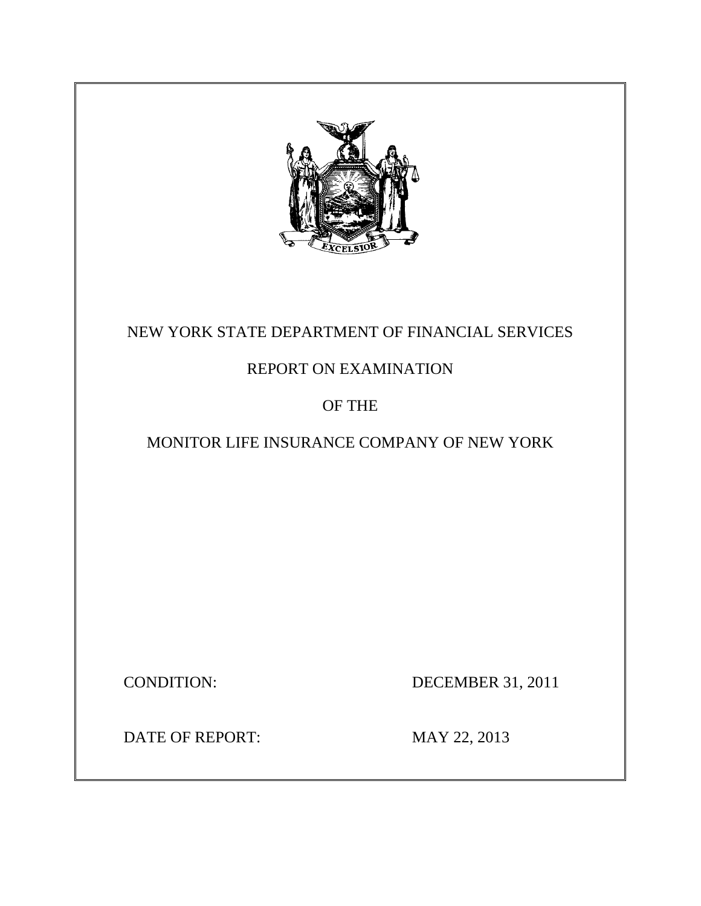NEW YORK STATE DEPARTMENT OF FINANCIAL SERVICES

REPORT ON EXAMINATION

OF THE

MONITOR LIFE INSURANCE COMPANY OF NEW YORK

CONDITION: DECEMBER 31, 2011

DATE OF REPORT: MAY 22, 2013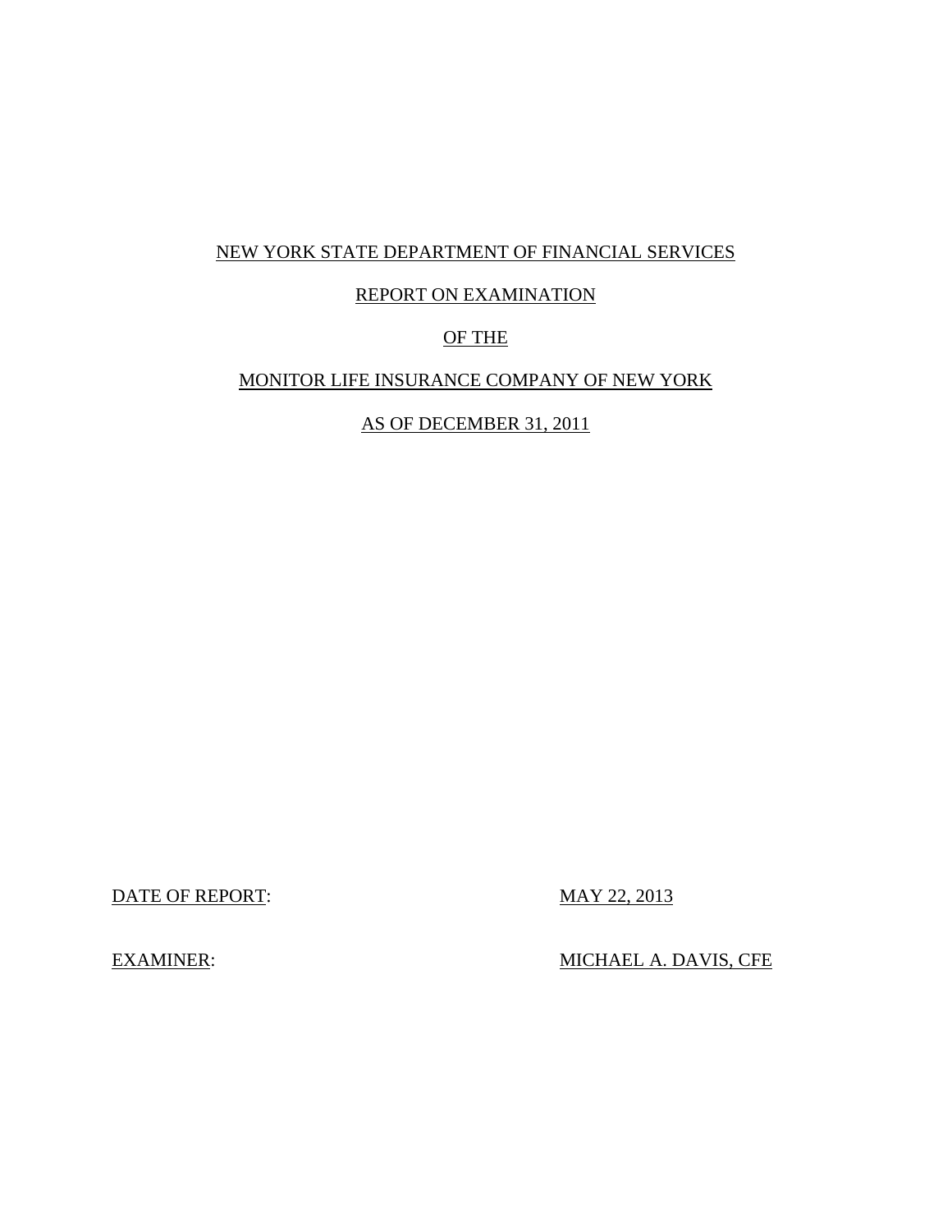NEW YORK STATE DEPARTMENT OF FINANCIAL SERVICES

REPORT ON EXAMINATION

OF THE

MONITOR LIFE INSURANCE COMPANY OF NEW YORK

AS OF DECEMBER 31, 2011

DATE OF REPORT: MAY 22, 2013

EXAMINER: MICHAEL A. DAVIS, CFE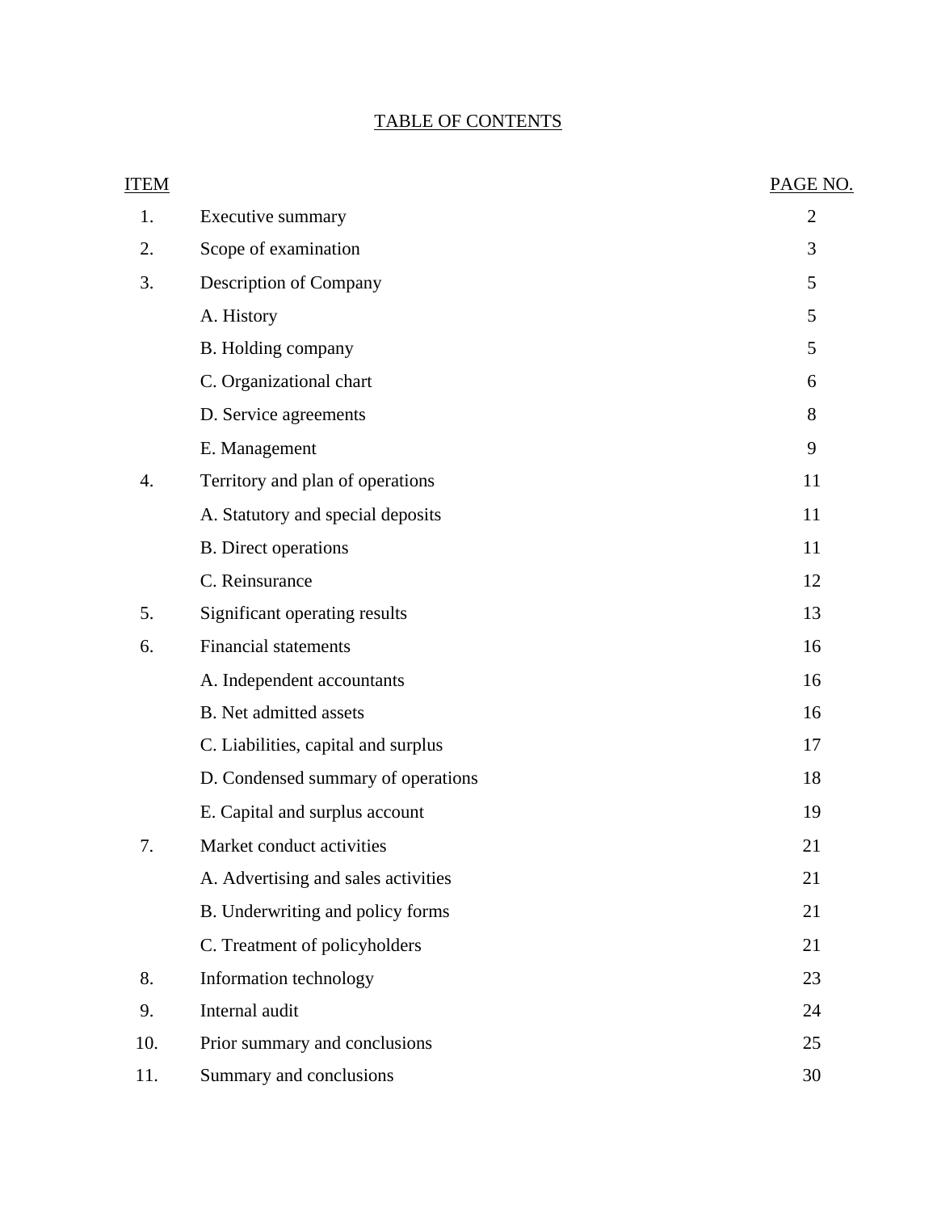# TABLE OF CONTENTS

| ITEM | | PAGE NO. |
|---|---|---|
| 1. | Executive summary | 2 |
| 2. | Scope of examination | 3 |
| 3. | Description of Company | 5 |
| | A. History | 5 |
| | B. Holding company | 5 |
| | C. Organizational chart | 6 |
| | D. Service agreements | 8 |
| | E. Management | 9 |
| 4. | Territory and plan of operations | 11 |
| | A. Statutory and special deposits | 11 |
| | B. Direct operations | 11 |
| | C. Reinsurance | 12 |
| 5. | Significant operating results | 13 |
| 6. | Financial statements | 16 |
| | A. Independent accountants | 16 |
| | B. Net admitted assets | 16 |
| | C. Liabilities, capital and surplus | 17 |
| | D. Condensed summary of operations | 18 |
| | E. Capital and surplus account | 19 |
| 7. | Market conduct activities | 21 |
| | A. Advertising and sales activities | 21 |
| | B. Underwriting and policy forms | 21 |
| | C. Treatment of policyholders | 21 |
| 8. | Information technology | 23 |
| 9. | Internal audit | 24 |
| 10. | Prior summary and conclusions | 25 |
| 11. | Summary and conclusions | 30 |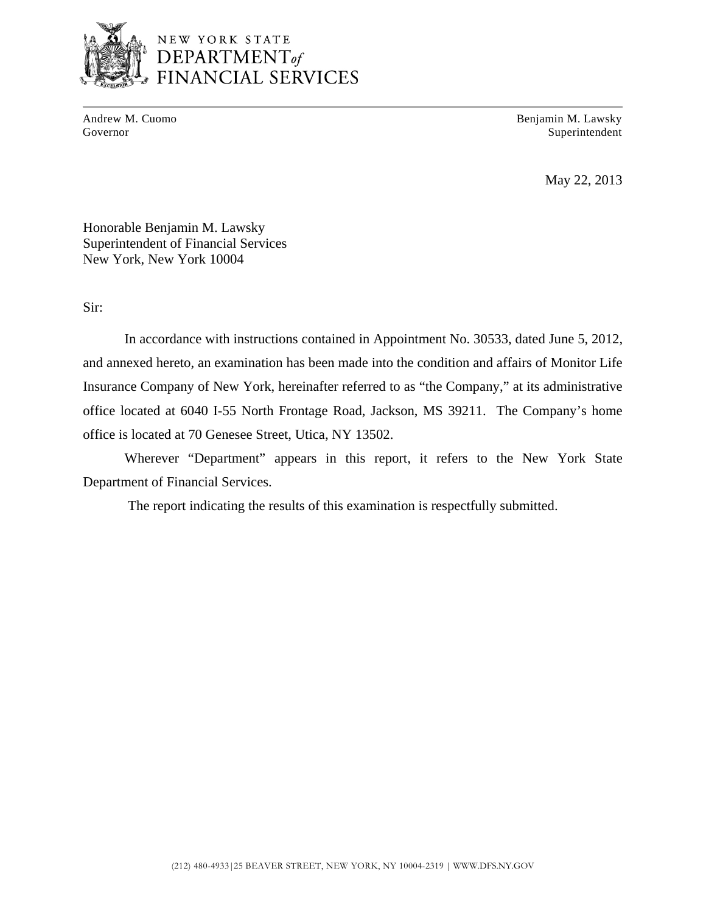NEW YORK STATE
DEPARTMENT *of*
FINANCIAL SERVICES

Andrew M. Cuomo
Governor

Benjamin M. Lawsky
Superintendent

May 22, 2013

Honorable Benjamin M. Lawsky
Superintendent of Financial Services
New York, New York 10004

Sir:

In accordance with instructions contained in Appointment No. 30533, dated June 5, 2012, and annexed hereto, an examination has been made into the condition and affairs of Monitor Life Insurance Company of New York, hereinafter referred to as "the Company," at its administrative office located at 6040 I-55 North Frontage Road, Jackson, MS 39211. The Company's home office is located at 70 Genesee Street, Utica, NY 13502.

Wherever "Department" appears in this report, it refers to the New York State Department of Financial Services.

The report indicating the results of this examination is respectfully submitted.

(212) 480-4933 | 25 BEAVER STREET, NEW YORK, NY 10004-2319 | WWW.DFS.NY.GOV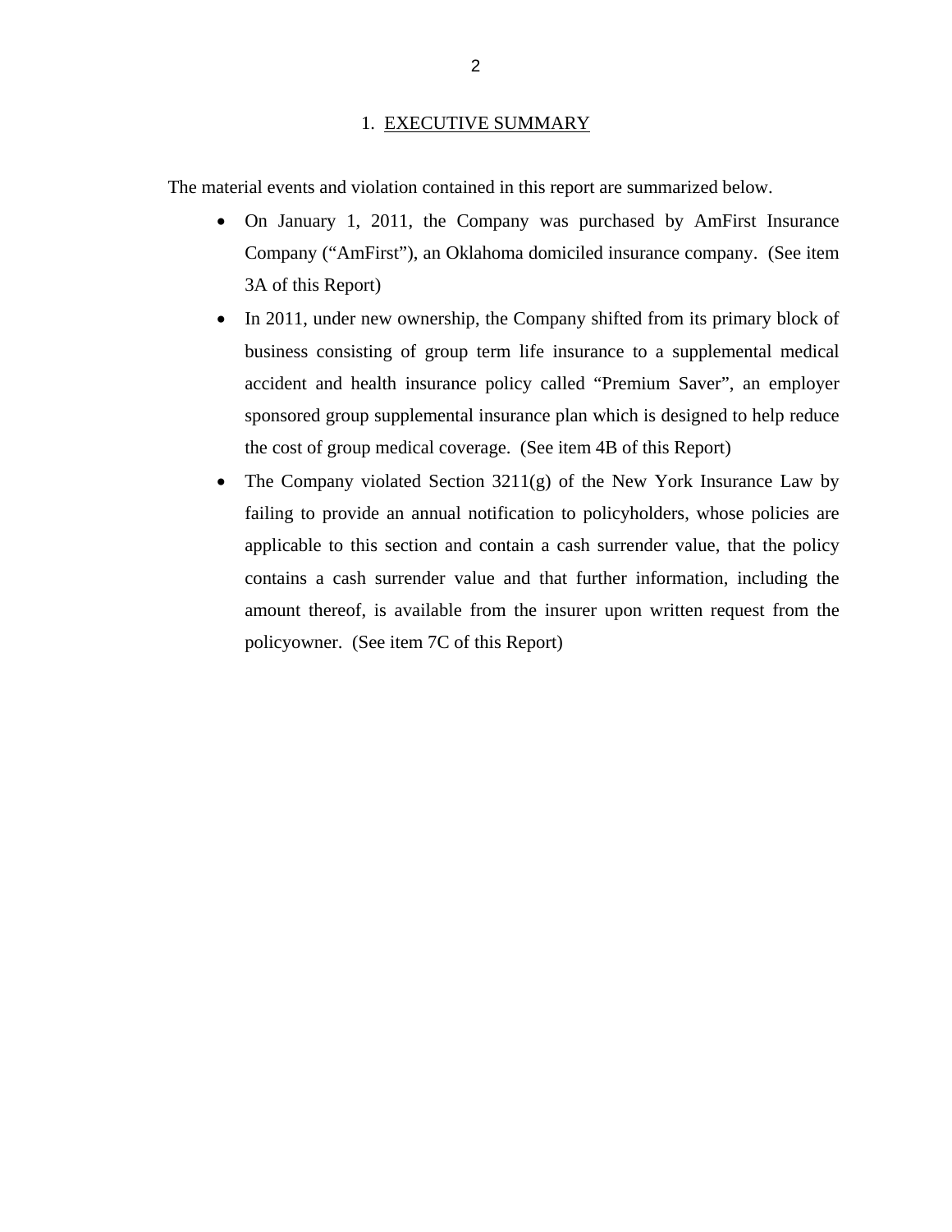## 1. EXECUTIVE SUMMARY

The material events and violation contained in this report are summarized below.

- On January 1, 2011, the Company was purchased by AmFirst Insurance Company ("AmFirst"), an Oklahoma domiciled insurance company. (See item 3A of this Report)
- In 2011, under new ownership, the Company shifted from its primary block of business consisting of group term life insurance to a supplemental medical accident and health insurance policy called "Premium Saver", an employer sponsored group supplemental insurance plan which is designed to help reduce the cost of group medical coverage. (See item 4B of this Report)
- The Company violated Section 3211(g) of the New York Insurance Law by failing to provide an annual notification to policyholders, whose policies are applicable to this section and contain a cash surrender value, that the policy contains a cash surrender value and that further information, including the amount thereof, is available from the insurer upon written request from the policyowner. (See item 7C of this Report)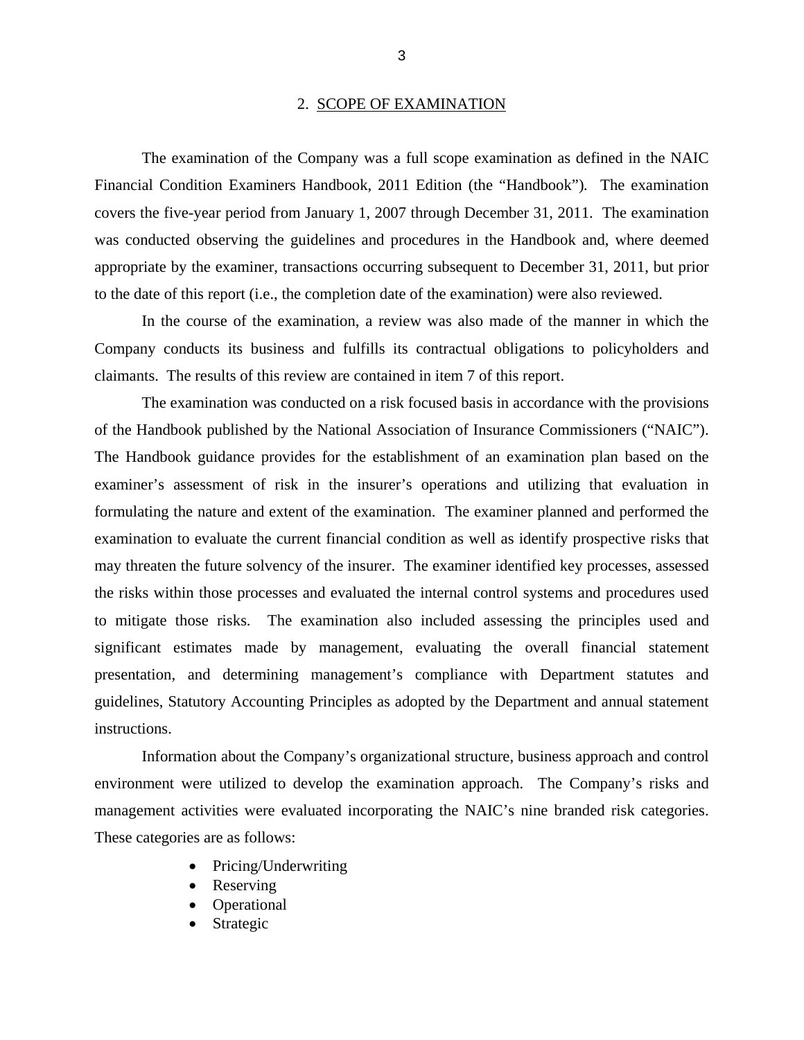## 2. SCOPE OF EXAMINATION

The examination of the Company was a full scope examination as defined in the NAIC Financial Condition Examiners Handbook, 2011 Edition (the "Handbook"). The examination covers the five-year period from January 1, 2007 through December 31, 2011. The examination was conducted observing the guidelines and procedures in the Handbook and, where deemed appropriate by the examiner, transactions occurring subsequent to December 31, 2011, but prior to the date of this report (i.e., the completion date of the examination) were also reviewed.

In the course of the examination, a review was also made of the manner in which the Company conducts its business and fulfills its contractual obligations to policyholders and claimants. The results of this review are contained in item 7 of this report.

The examination was conducted on a risk focused basis in accordance with the provisions of the Handbook published by the National Association of Insurance Commissioners ("NAIC"). The Handbook guidance provides for the establishment of an examination plan based on the examiner's assessment of risk in the insurer's operations and utilizing that evaluation in formulating the nature and extent of the examination. The examiner planned and performed the examination to evaluate the current financial condition as well as identify prospective risks that may threaten the future solvency of the insurer. The examiner identified key processes, assessed the risks within those processes and evaluated the internal control systems and procedures used to mitigate those risks. The examination also included assessing the principles used and significant estimates made by management, evaluating the overall financial statement presentation, and determining management's compliance with Department statutes and guidelines, Statutory Accounting Principles as adopted by the Department and annual statement instructions.

Information about the Company's organizational structure, business approach and control environment were utilized to develop the examination approach. The Company's risks and management activities were evaluated incorporating the NAIC's nine branded risk categories. These categories are as follows:

- Pricing/Underwriting
- Reserving
- Operational
- Strategic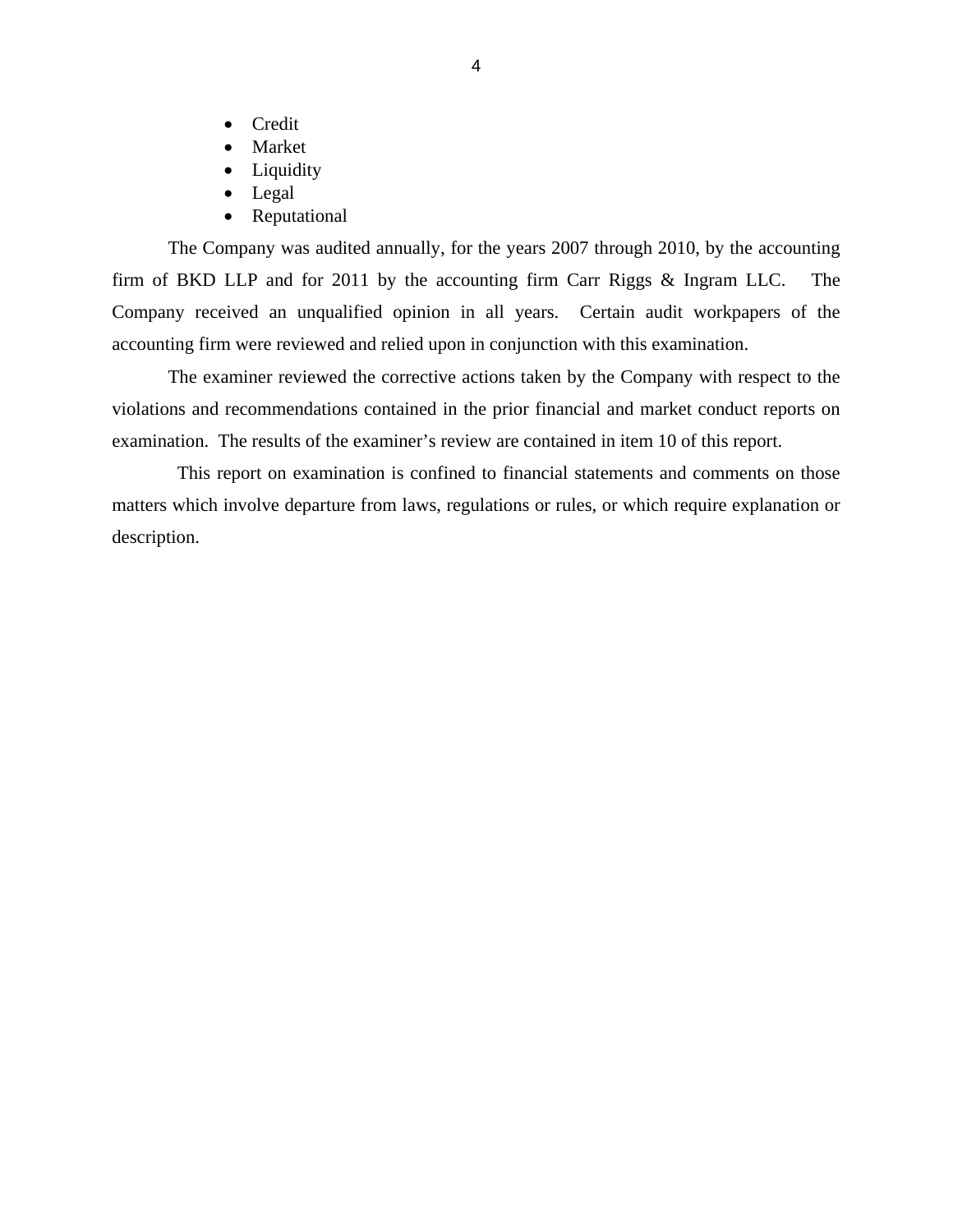- Credit
- Market
- Liquidity
- Legal
- Reputational

The Company was audited annually, for the years 2007 through 2010, by the accounting firm of BKD LLP and for 2011 by the accounting firm Carr Riggs & Ingram LLC. The Company received an unqualified opinion in all years. Certain audit workpapers of the accounting firm were reviewed and relied upon in conjunction with this examination.

The examiner reviewed the corrective actions taken by the Company with respect to the violations and recommendations contained in the prior financial and market conduct reports on examination. The results of the examiner's review are contained in item 10 of this report.

This report on examination is confined to financial statements and comments on those matters which involve departure from laws, regulations or rules, or which require explanation or description.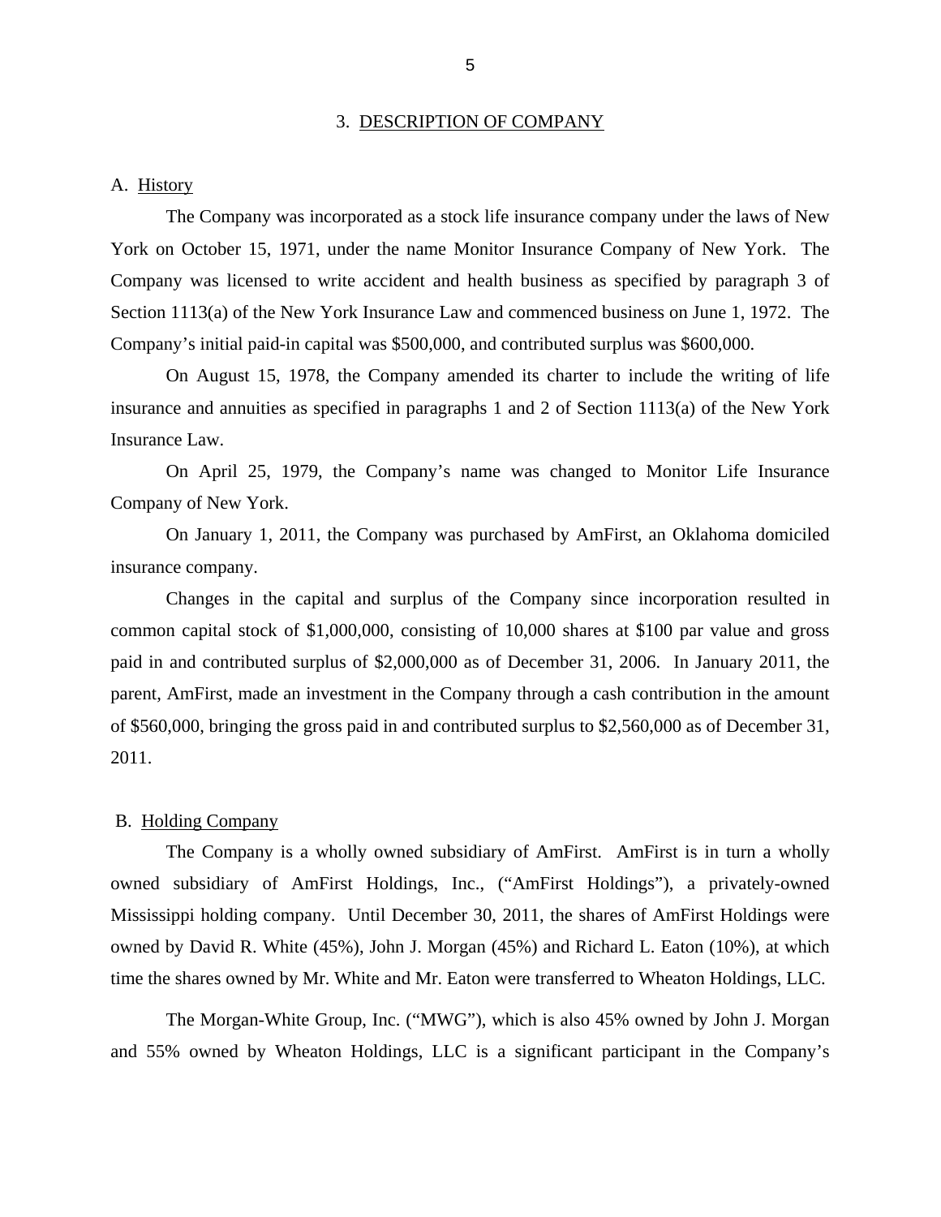## 3. DESCRIPTION OF COMPANY

### A. History

The Company was incorporated as a stock life insurance company under the laws of New York on October 15, 1971, under the name Monitor Insurance Company of New York. The Company was licensed to write accident and health business as specified by paragraph 3 of Section 1113(a) of the New York Insurance Law and commenced business on June 1, 1972. The Company's initial paid-in capital was $500,000, and contributed surplus was $600,000.

On August 15, 1978, the Company amended its charter to include the writing of life insurance and annuities as specified in paragraphs 1 and 2 of Section 1113(a) of the New York Insurance Law.

On April 25, 1979, the Company's name was changed to Monitor Life Insurance Company of New York.

On January 1, 2011, the Company was purchased by AmFirst, an Oklahoma domiciled insurance company.

Changes in the capital and surplus of the Company since incorporation resulted in common capital stock of $1,000,000, consisting of 10,000 shares at $100 par value and gross paid in and contributed surplus of $2,000,000 as of December 31, 2006. In January 2011, the parent, AmFirst, made an investment in the Company through a cash contribution in the amount of $560,000, bringing the gross paid in and contributed surplus to $2,560,000 as of December 31, 2011.

### B. Holding Company

The Company is a wholly owned subsidiary of AmFirst. AmFirst is in turn a wholly owned subsidiary of AmFirst Holdings, Inc., ("AmFirst Holdings"), a privately-owned Mississippi holding company. Until December 30, 2011, the shares of AmFirst Holdings were owned by David R. White (45%), John J. Morgan (45%) and Richard L. Eaton (10%), at which time the shares owned by Mr. White and Mr. Eaton were transferred to Wheaton Holdings, LLC.

The Morgan-White Group, Inc. ("MWG"), which is also 45% owned by John J. Morgan and 55% owned by Wheaton Holdings, LLC is a significant participant in the Company's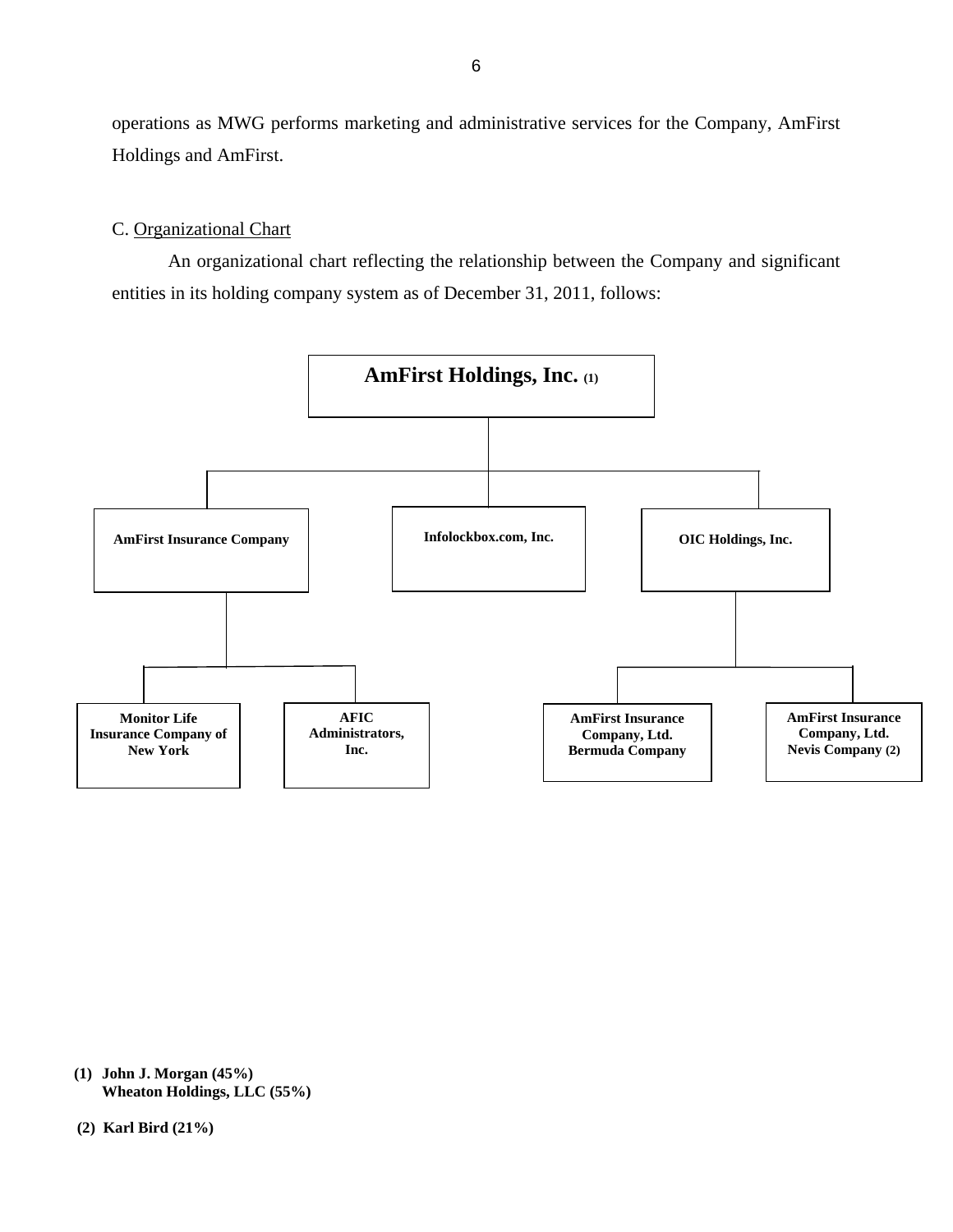operations as MWG performs marketing and administrative services for the Company, AmFirst Holdings and AmFirst.

C. Organizational Chart

An organizational chart reflecting the relationship between the Company and significant entities in its holding company system as of December 31, 2011, follows:

**AmFirst Holdings, Inc. (1)**

- **AmFirst Insurance Company**
  - **Monitor Life Insurance Company of New York**
  - **AFIC Administrators, Inc.**
- **Infolockbox.com, Inc.**
- **OIC Holdings, Inc.**
  - **AmFirst Insurance Company, Ltd. Bermuda Company**
  - **AmFirst Insurance Company, Ltd. Nevis Company (2)**

**(1) John J. Morgan (45%)**
**Wheaton Holdings, LLC (55%)**

**(2) Karl Bird (21%)**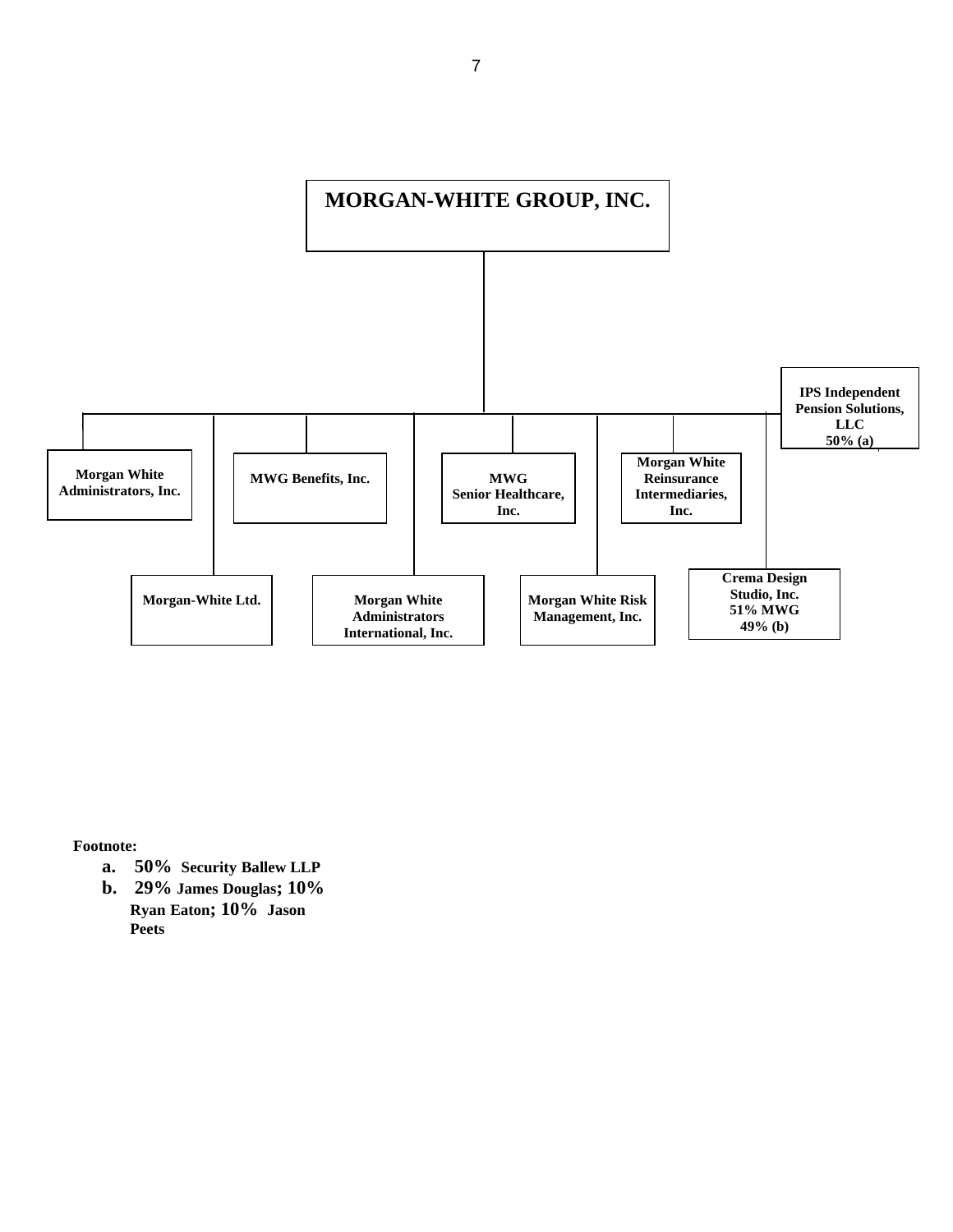# MORGAN-WHITE GROUP, INC.

- Morgan White Administrators, Inc.
- Morgan-White Ltd.
- MWG Benefits, Inc.
- Morgan White Administrators International, Inc.
- MWG Senior Healthcare, Inc.
- Morgan White Risk Management, Inc.
- Morgan White Reinsurance Intermediaries, Inc.
- Crema Design Studio, Inc. 51% MWG 49% (b)
- IPS Independent Pension Solutions, LLC 50% (a)

**Footnote:**

a. **50%** **Security Ballew LLP**
b. **29% James Douglas; 10% Ryan Eaton; 10% Jason Peets**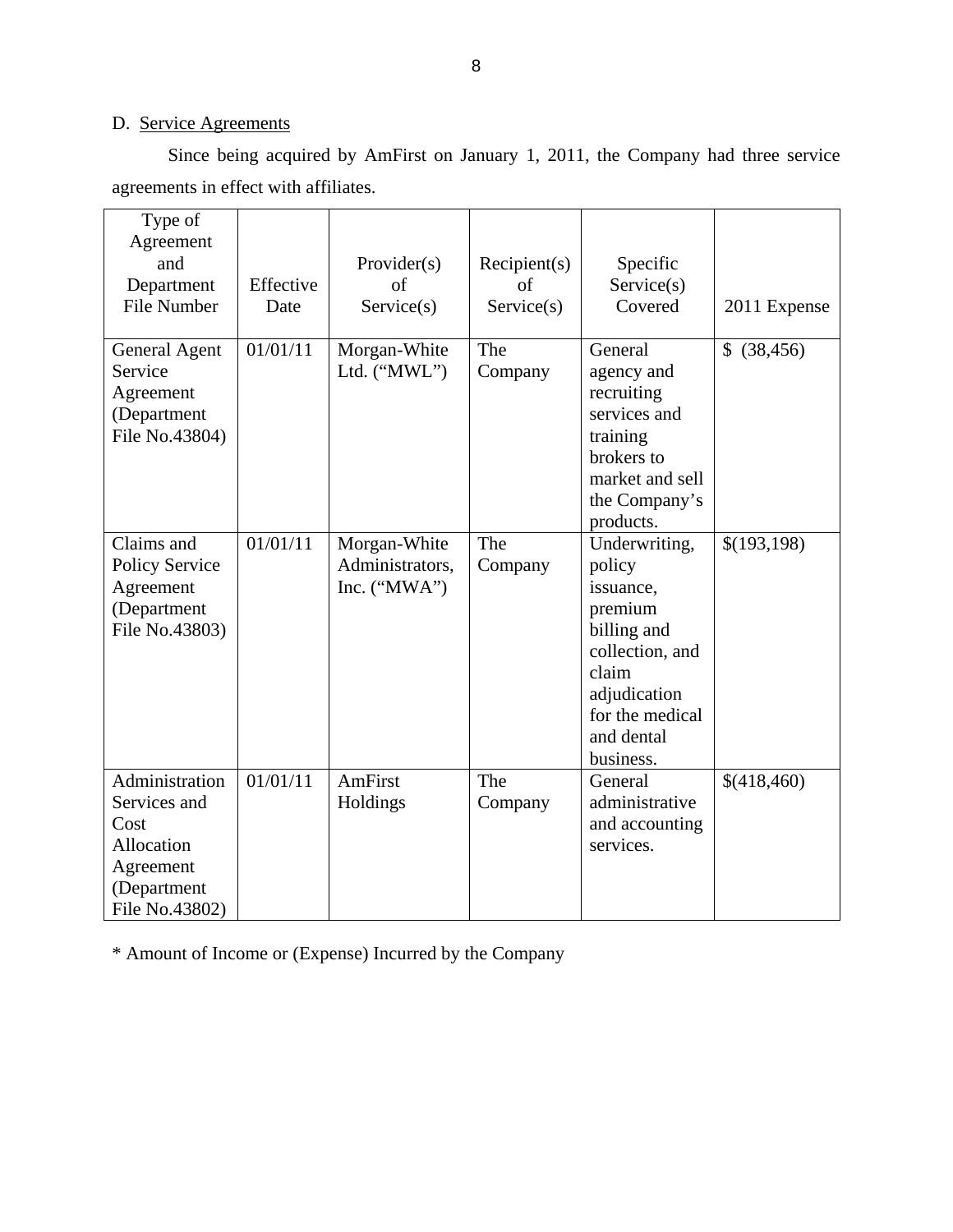D. Service Agreements

Since being acquired by AmFirst on January 1, 2011, the Company had three service agreements in effect with affiliates.

| Type of Agreement and Department File Number | Effective Date | Provider(s) of Service(s) | Recipient(s) of Service(s) | Specific Service(s) Covered | 2011 Expense |
|---|---|---|---|---|---|
| General Agent Service Agreement (Department File No.43804) | 01/01/11 | Morgan-White Ltd. ("MWL") | The Company | General agency and recruiting services and training brokers to market and sell the Company's products. | $ (38,456) |
| Claims and Policy Service Agreement (Department File No.43803) | 01/01/11 | Morgan-White Administrators, Inc. ("MWA") | The Company | Underwriting, policy issuance, premium billing and collection, and claim adjudication for the medical and dental business. | $(193,198) |
| Administration Services and Cost Allocation Agreement (Department File No.43802) | 01/01/11 | AmFirst Holdings | The Company | General administrative and accounting services. | $(418,460) |

* Amount of Income or (Expense) Incurred by the Company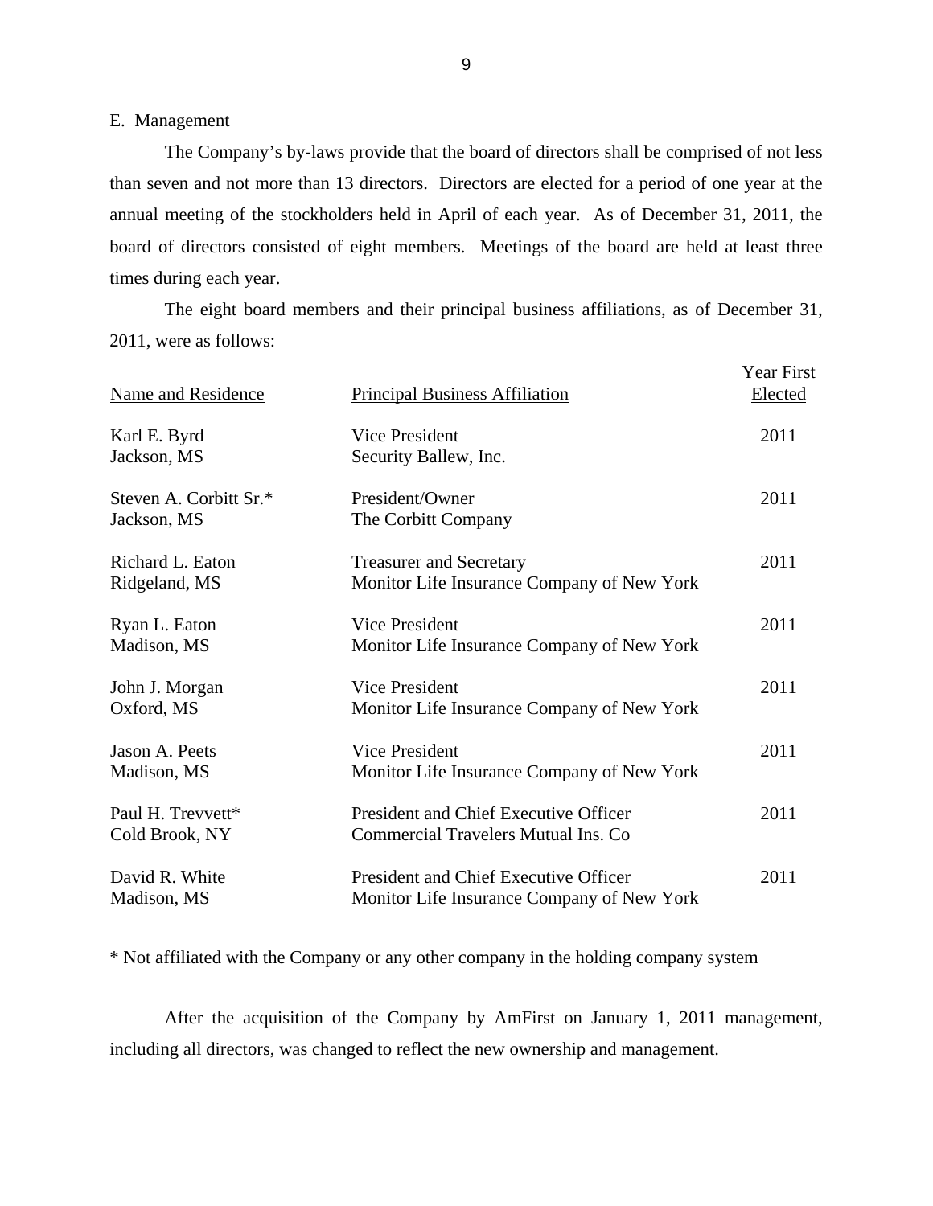E. Management

The Company's by-laws provide that the board of directors shall be comprised of not less than seven and not more than 13 directors. Directors are elected for a period of one year at the annual meeting of the stockholders held in April of each year. As of December 31, 2011, the board of directors consisted of eight members. Meetings of the board are held at least three times during each year.

The eight board members and their principal business affiliations, as of December 31, 2011, were as follows:

| Name and Residence | Principal Business Affiliation | Year First Elected |
|---|---|---|
| Karl E. Byrd<br>Jackson, MS | Vice President<br>Security Ballew, Inc. | 2011 |
| Steven A. Corbitt Sr.*<br>Jackson, MS | President/Owner<br>The Corbitt Company | 2011 |
| Richard L. Eaton<br>Ridgeland, MS | Treasurer and Secretary<br>Monitor Life Insurance Company of New York | 2011 |
| Ryan L. Eaton<br>Madison, MS | Vice President<br>Monitor Life Insurance Company of New York | 2011 |
| John J. Morgan<br>Oxford, MS | Vice President<br>Monitor Life Insurance Company of New York | 2011 |
| Jason A. Peets<br>Madison, MS | Vice President<br>Monitor Life Insurance Company of New York | 2011 |
| Paul H. Trevvett*<br>Cold Brook, NY | President and Chief Executive Officer<br>Commercial Travelers Mutual Ins. Co | 2011 |
| David R. White<br>Madison, MS | President and Chief Executive Officer<br>Monitor Life Insurance Company of New York | 2011 |

* Not affiliated with the Company or any other company in the holding company system

After the acquisition of the Company by AmFirst on January 1, 2011 management, including all directors, was changed to reflect the new ownership and management.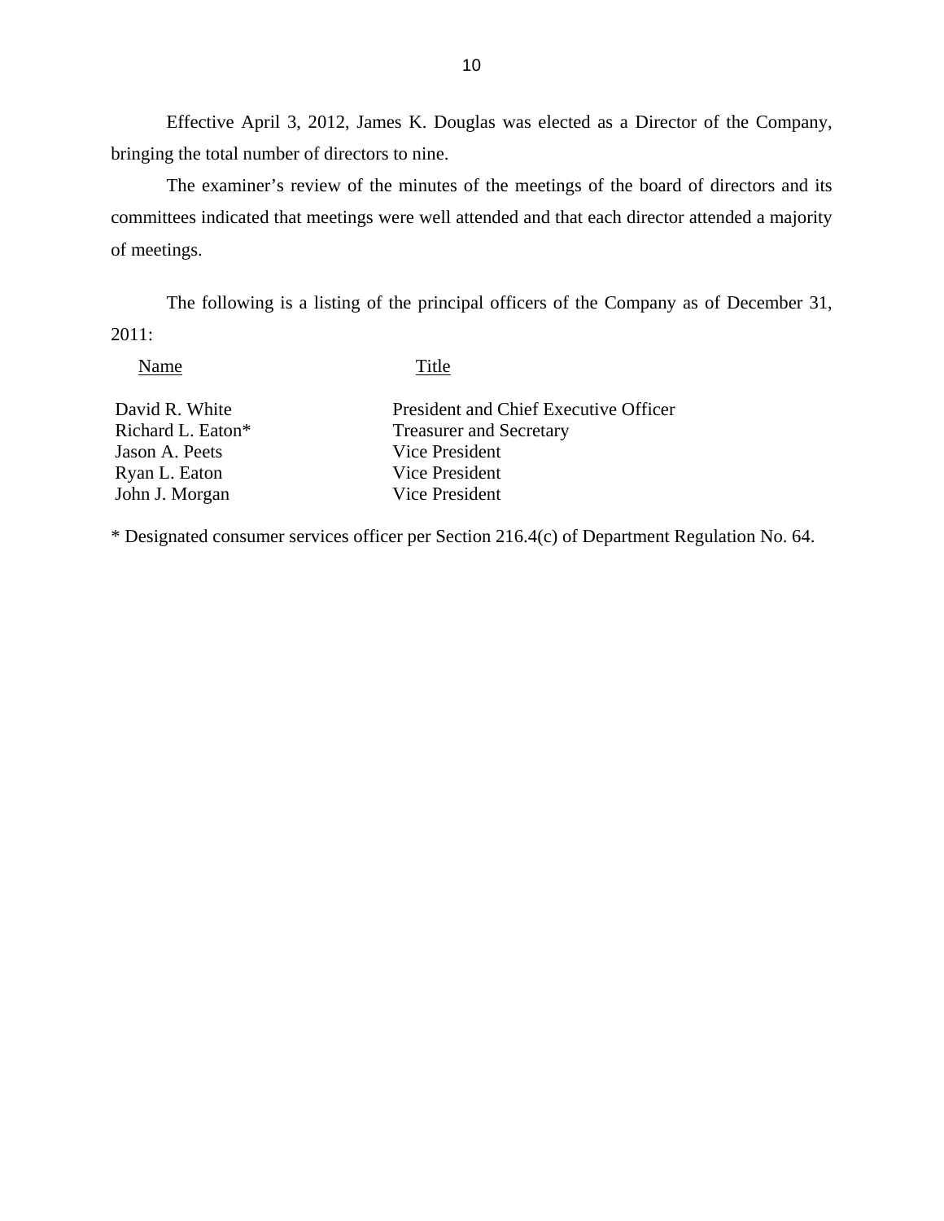Effective April 3, 2012, James K. Douglas was elected as a Director of the Company, bringing the total number of directors to nine.

The examiner's review of the minutes of the meetings of the board of directors and its committees indicated that meetings were well attended and that each director attended a majority of meetings.

The following is a listing of the principal officers of the Company as of December 31, 2011:

| Name | Title |
|---|---|
| David R. White | President and Chief Executive Officer |
| Richard L. Eaton* | Treasurer and Secretary |
| Jason A. Peets | Vice President |
| Ryan L. Eaton | Vice President |
| John J. Morgan | Vice President |

* Designated consumer services officer per Section 216.4(c) of Department Regulation No. 64.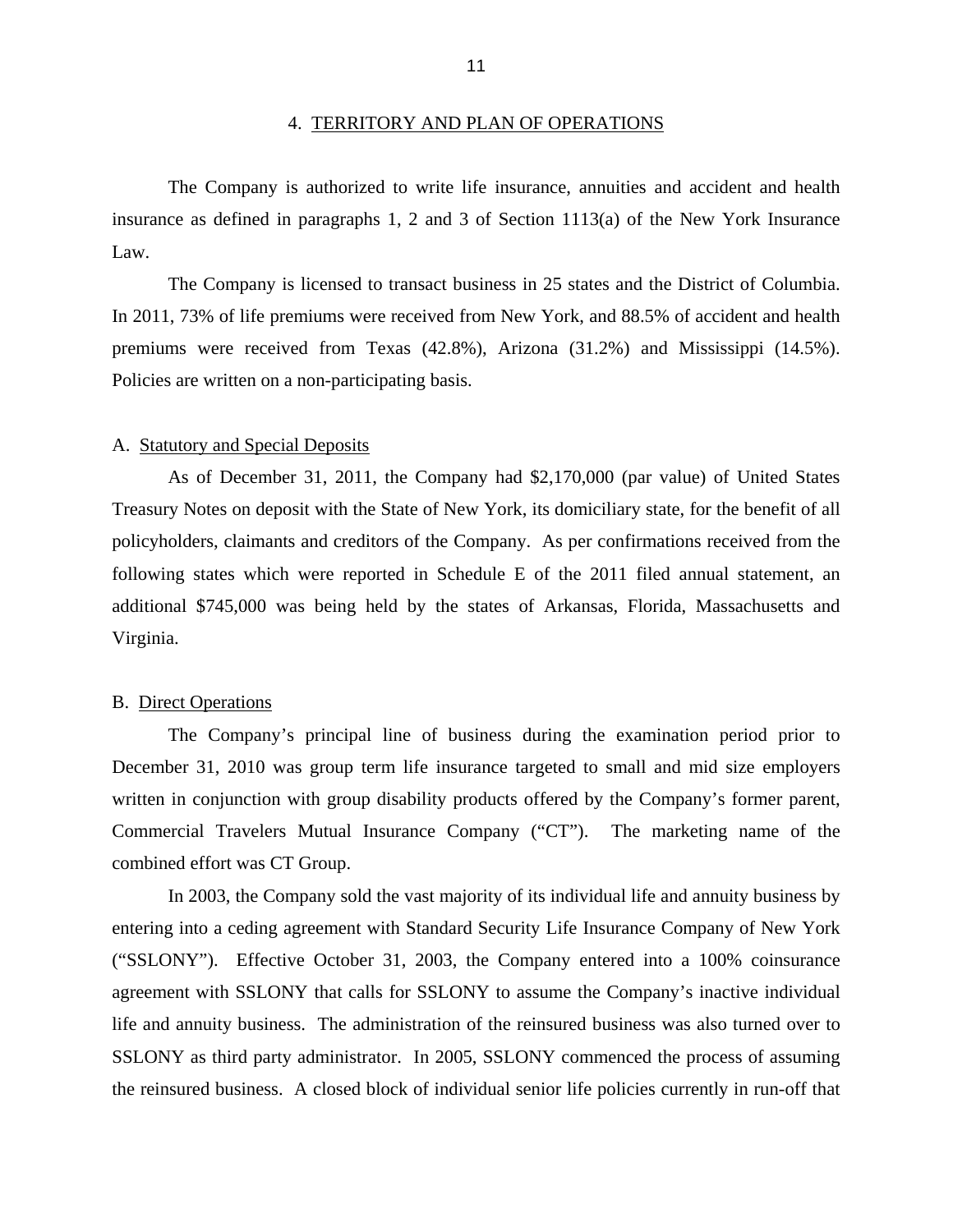## 4. TERRITORY AND PLAN OF OPERATIONS

The Company is authorized to write life insurance, annuities and accident and health insurance as defined in paragraphs 1, 2 and 3 of Section 1113(a) of the New York Insurance Law.

The Company is licensed to transact business in 25 states and the District of Columbia. In 2011, 73% of life premiums were received from New York, and 88.5% of accident and health premiums were received from Texas (42.8%), Arizona (31.2%) and Mississippi (14.5%). Policies are written on a non-participating basis.

### A. Statutory and Special Deposits

As of December 31, 2011, the Company had $2,170,000 (par value) of United States Treasury Notes on deposit with the State of New York, its domiciliary state, for the benefit of all policyholders, claimants and creditors of the Company. As per confirmations received from the following states which were reported in Schedule E of the 2011 filed annual statement, an additional $745,000 was being held by the states of Arkansas, Florida, Massachusetts and Virginia.

### B. Direct Operations

The Company's principal line of business during the examination period prior to December 31, 2010 was group term life insurance targeted to small and mid size employers written in conjunction with group disability products offered by the Company's former parent, Commercial Travelers Mutual Insurance Company ("CT"). The marketing name of the combined effort was CT Group.

In 2003, the Company sold the vast majority of its individual life and annuity business by entering into a ceding agreement with Standard Security Life Insurance Company of New York ("SSLONY"). Effective October 31, 2003, the Company entered into a 100% coinsurance agreement with SSLONY that calls for SSLONY to assume the Company's inactive individual life and annuity business. The administration of the reinsured business was also turned over to SSLONY as third party administrator. In 2005, SSLONY commenced the process of assuming the reinsured business. A closed block of individual senior life policies currently in run-off that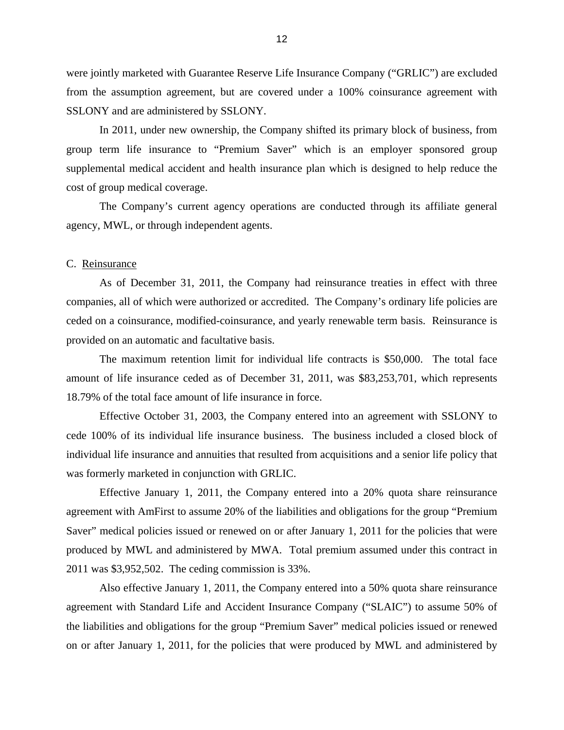were jointly marketed with Guarantee Reserve Life Insurance Company ("GRLIC") are excluded from the assumption agreement, but are covered under a 100% coinsurance agreement with SSLONY and are administered by SSLONY.

In 2011, under new ownership, the Company shifted its primary block of business, from group term life insurance to "Premium Saver" which is an employer sponsored group supplemental medical accident and health insurance plan which is designed to help reduce the cost of group medical coverage.

The Company's current agency operations are conducted through its affiliate general agency, MWL, or through independent agents.

C. Reinsurance

As of December 31, 2011, the Company had reinsurance treaties in effect with three companies, all of which were authorized or accredited. The Company's ordinary life policies are ceded on a coinsurance, modified-coinsurance, and yearly renewable term basis. Reinsurance is provided on an automatic and facultative basis.

The maximum retention limit for individual life contracts is $50,000. The total face amount of life insurance ceded as of December 31, 2011, was $83,253,701, which represents 18.79% of the total face amount of life insurance in force.

Effective October 31, 2003, the Company entered into an agreement with SSLONY to cede 100% of its individual life insurance business. The business included a closed block of individual life insurance and annuities that resulted from acquisitions and a senior life policy that was formerly marketed in conjunction with GRLIC.

Effective January 1, 2011, the Company entered into a 20% quota share reinsurance agreement with AmFirst to assume 20% of the liabilities and obligations for the group "Premium Saver" medical policies issued or renewed on or after January 1, 2011 for the policies that were produced by MWL and administered by MWA. Total premium assumed under this contract in 2011 was $3,952,502. The ceding commission is 33%.

Also effective January 1, 2011, the Company entered into a 50% quota share reinsurance agreement with Standard Life and Accident Insurance Company ("SLAIC") to assume 50% of the liabilities and obligations for the group "Premium Saver" medical policies issued or renewed on or after January 1, 2011, for the policies that were produced by MWL and administered by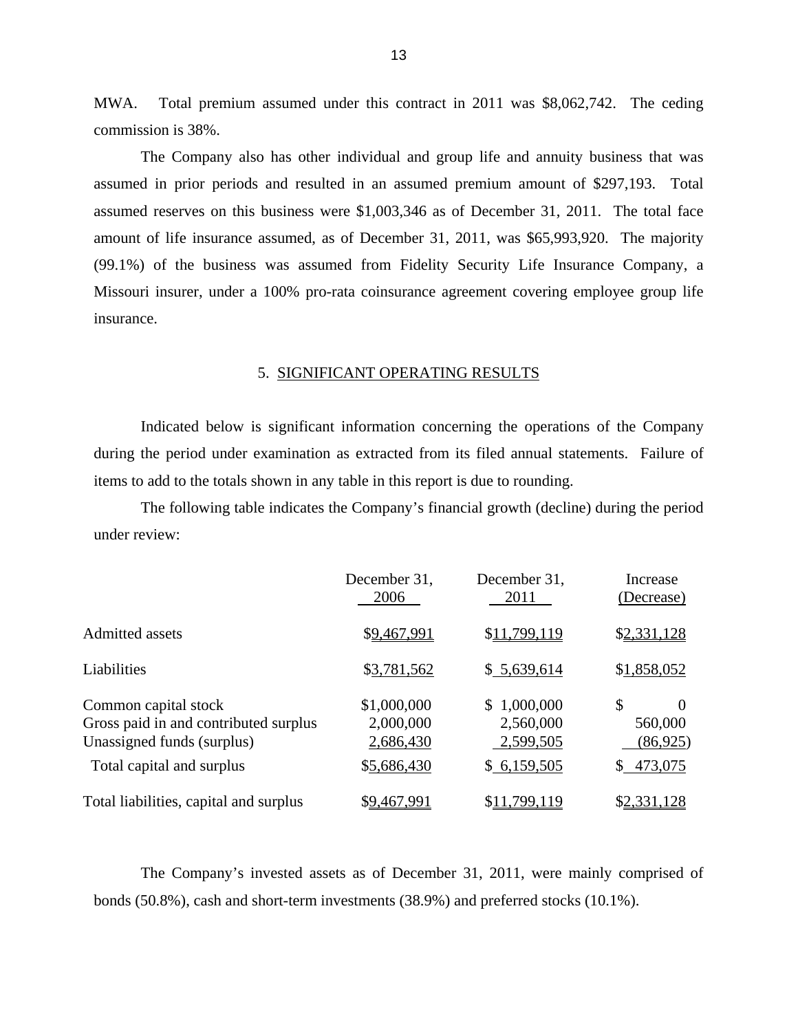MWA. Total premium assumed under this contract in 2011 was $8,062,742. The ceding commission is 38%.

The Company also has other individual and group life and annuity business that was assumed in prior periods and resulted in an assumed premium amount of $297,193. Total assumed reserves on this business were $1,003,346 as of December 31, 2011. The total face amount of life insurance assumed, as of December 31, 2011, was $65,993,920. The majority (99.1%) of the business was assumed from Fidelity Security Life Insurance Company, a Missouri insurer, under a 100% pro-rata coinsurance agreement covering employee group life insurance.

## 5. SIGNIFICANT OPERATING RESULTS

Indicated below is significant information concerning the operations of the Company during the period under examination as extracted from its filed annual statements. Failure of items to add to the totals shown in any table in this report is due to rounding.

The following table indicates the Company's financial growth (decline) during the period under review:

| | December 31, 2006 | December 31, 2011 | Increase (Decrease) |
|---|---|---|---|
| Admitted assets | $9,467,991 | $11,799,119 | $2,331,128 |
| Liabilities | $3,781,562 | $ 5,639,614 | $1,858,052 |
| Common capital stock | $1,000,000 | $ 1,000,000 | $ 0 |
| Gross paid in and contributed surplus | 2,000,000 | 2,560,000 | 560,000 |
| Unassigned funds (surplus) | 2,686,430 | 2,599,505 | (86,925) |
| Total capital and surplus | $5,686,430 | $ 6,159,505 | $ 473,075 |
| Total liabilities, capital and surplus | $9,467,991 | $11,799,119 | $2,331,128 |

The Company's invested assets as of December 31, 2011, were mainly comprised of bonds (50.8%), cash and short-term investments (38.9%) and preferred stocks (10.1%).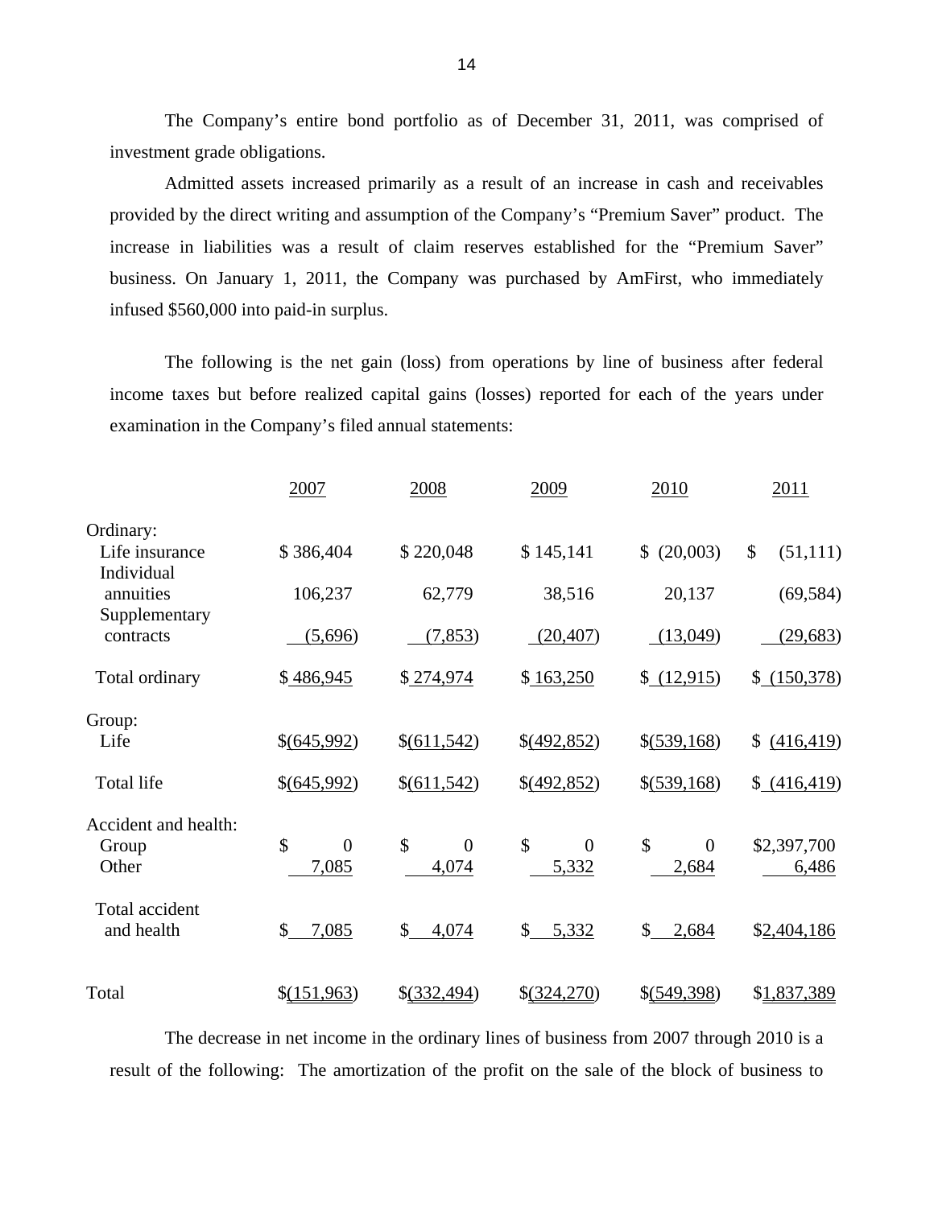The Company's entire bond portfolio as of December 31, 2011, was comprised of investment grade obligations.

Admitted assets increased primarily as a result of an increase in cash and receivables provided by the direct writing and assumption of the Company's "Premium Saver" product. The increase in liabilities was a result of claim reserves established for the "Premium Saver" business. On January 1, 2011, the Company was purchased by AmFirst, who immediately infused $560,000 into paid-in surplus.

The following is the net gain (loss) from operations by line of business after federal income taxes but before realized capital gains (losses) reported for each of the years under examination in the Company's filed annual statements:

| | 2007 | 2008 | 2009 | 2010 | 2011 |
|---|---|---|---|---|---|
| Ordinary: | | | | | |
| Life insurance | $ 386,404 | $ 220,048 | $ 145,141 | $ (20,003) | $ (51,111) |
| Individual annuities | 106,237 | 62,779 | 38,516 | 20,137 | (69,584) |
| Supplementary contracts | (5,696) | (7,853) | (20,407) | (13,049) | (29,683) |
| Total ordinary | $ 486,945 | $ 274,974 | $ 163,250 | $ (12,915) | $ (150,378) |
| Group: | | | | | |
| Life | $(645,992) | $(611,542) | $(492,852) | $(539,168) | $ (416,419) |
| Total life | $(645,992) | $(611,542) | $(492,852) | $(539,168) | $ (416,419) |
| Accident and health: | | | | | |
| Group | $ 0 | $ 0 | $ 0 | $ 0 | $2,397,700 |
| Other | 7,085 | 4,074 | 5,332 | 2,684 | 6,486 |
| Total accident and health | $ 7,085 | $ 4,074 | $ 5,332 | $ 2,684 | $2,404,186 |
| Total | $(151,963) | $(332,494) | $(324,270) | $(549,398) | $1,837,389 |

The decrease in net income in the ordinary lines of business from 2007 through 2010 is a result of the following: The amortization of the profit on the sale of the block of business to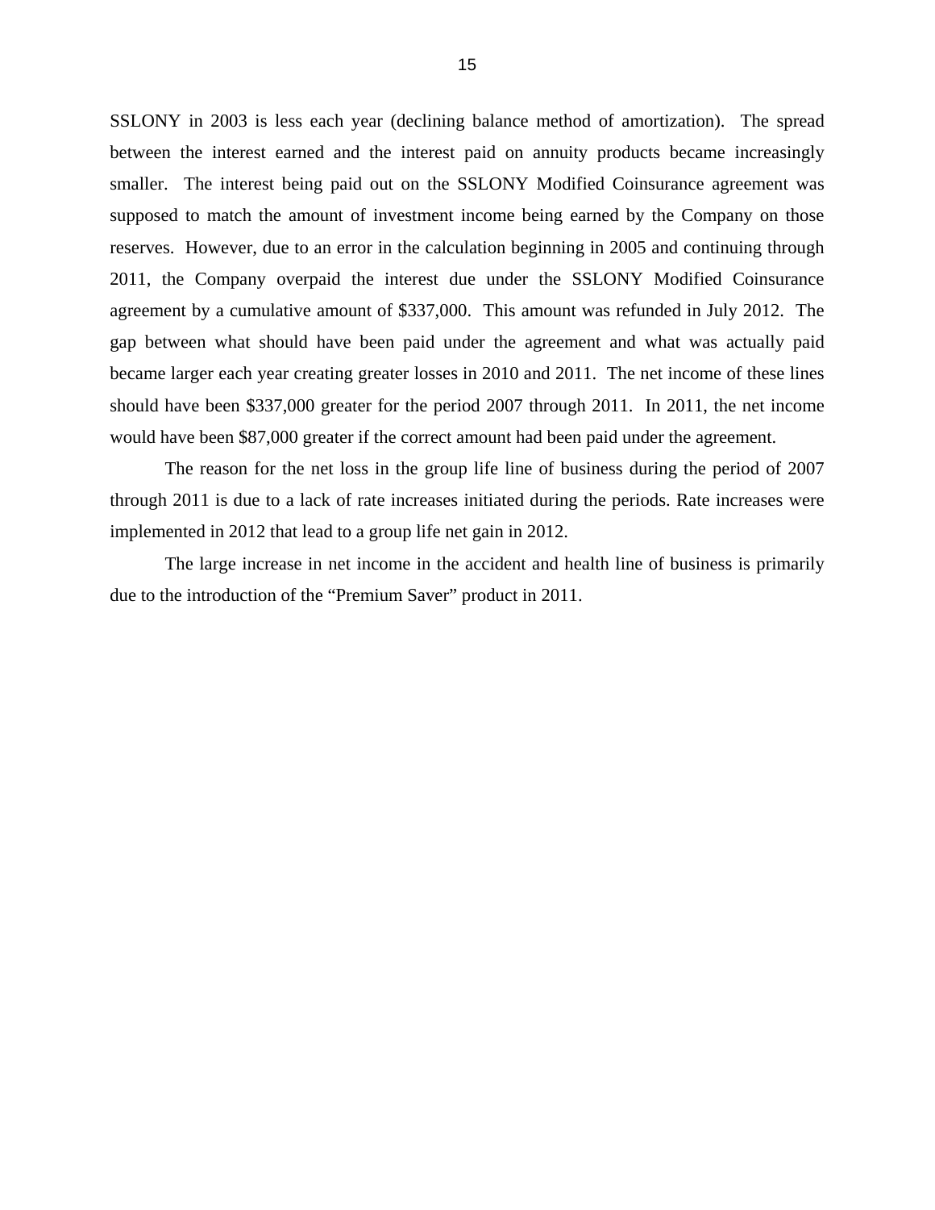SSLONY in 2003 is less each year (declining balance method of amortization). The spread between the interest earned and the interest paid on annuity products became increasingly smaller. The interest being paid out on the SSLONY Modified Coinsurance agreement was supposed to match the amount of investment income being earned by the Company on those reserves. However, due to an error in the calculation beginning in 2005 and continuing through 2011, the Company overpaid the interest due under the SSLONY Modified Coinsurance agreement by a cumulative amount of $337,000. This amount was refunded in July 2012. The gap between what should have been paid under the agreement and what was actually paid became larger each year creating greater losses in 2010 and 2011. The net income of these lines should have been $337,000 greater for the period 2007 through 2011. In 2011, the net income would have been $87,000 greater if the correct amount had been paid under the agreement.

The reason for the net loss in the group life line of business during the period of 2007 through 2011 is due to a lack of rate increases initiated during the periods. Rate increases were implemented in 2012 that lead to a group life net gain in 2012.

The large increase in net income in the accident and health line of business is primarily due to the introduction of the "Premium Saver" product in 2011.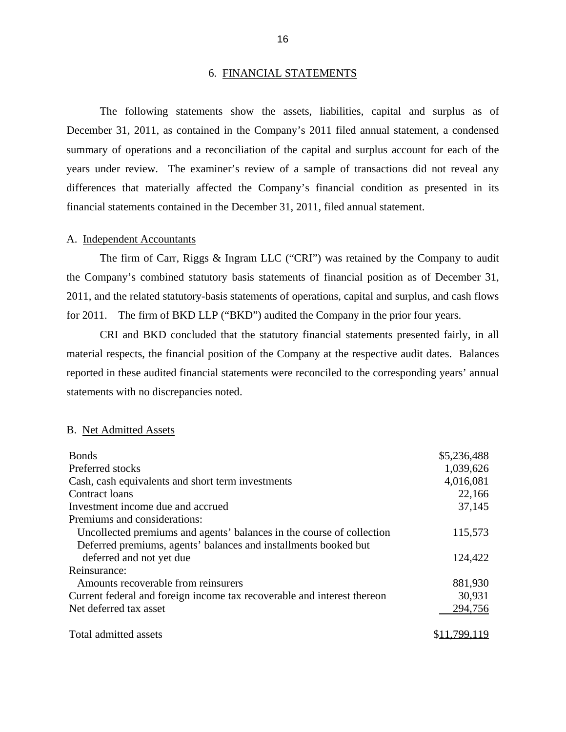## 6. FINANCIAL STATEMENTS

The following statements show the assets, liabilities, capital and surplus as of December 31, 2011, as contained in the Company's 2011 filed annual statement, a condensed summary of operations and a reconciliation of the capital and surplus account for each of the years under review. The examiner's review of a sample of transactions did not reveal any differences that materially affected the Company's financial condition as presented in its financial statements contained in the December 31, 2011, filed annual statement.

### A. Independent Accountants

The firm of Carr, Riggs & Ingram LLC ("CRI") was retained by the Company to audit the Company's combined statutory basis statements of financial position as of December 31, 2011, and the related statutory-basis statements of operations, capital and surplus, and cash flows for 2011. The firm of BKD LLP ("BKD") audited the Company in the prior four years.

CRI and BKD concluded that the statutory financial statements presented fairly, in all material respects, the financial position of the Company at the respective audit dates. Balances reported in these audited financial statements were reconciled to the corresponding years' annual statements with no discrepancies noted.

### B. Net Admitted Assets

| | |
|---|---|
| Bonds | $5,236,488 |
| Preferred stocks | 1,039,626 |
| Cash, cash equivalents and short term investments | 4,016,081 |
| Contract loans | 22,166 |
| Investment income due and accrued | 37,145 |
| Premiums and considerations: | |
| Uncollected premiums and agents' balances in the course of collection | 115,573 |
| Deferred premiums, agents' balances and installments booked but deferred and not yet due | 124,422 |
| Reinsurance: | |
| Amounts recoverable from reinsurers | 881,930 |
| Current federal and foreign income tax recoverable and interest thereon | 30,931 |
| Net deferred tax asset | 294,756 |
| Total admitted assets | $11,799,119 |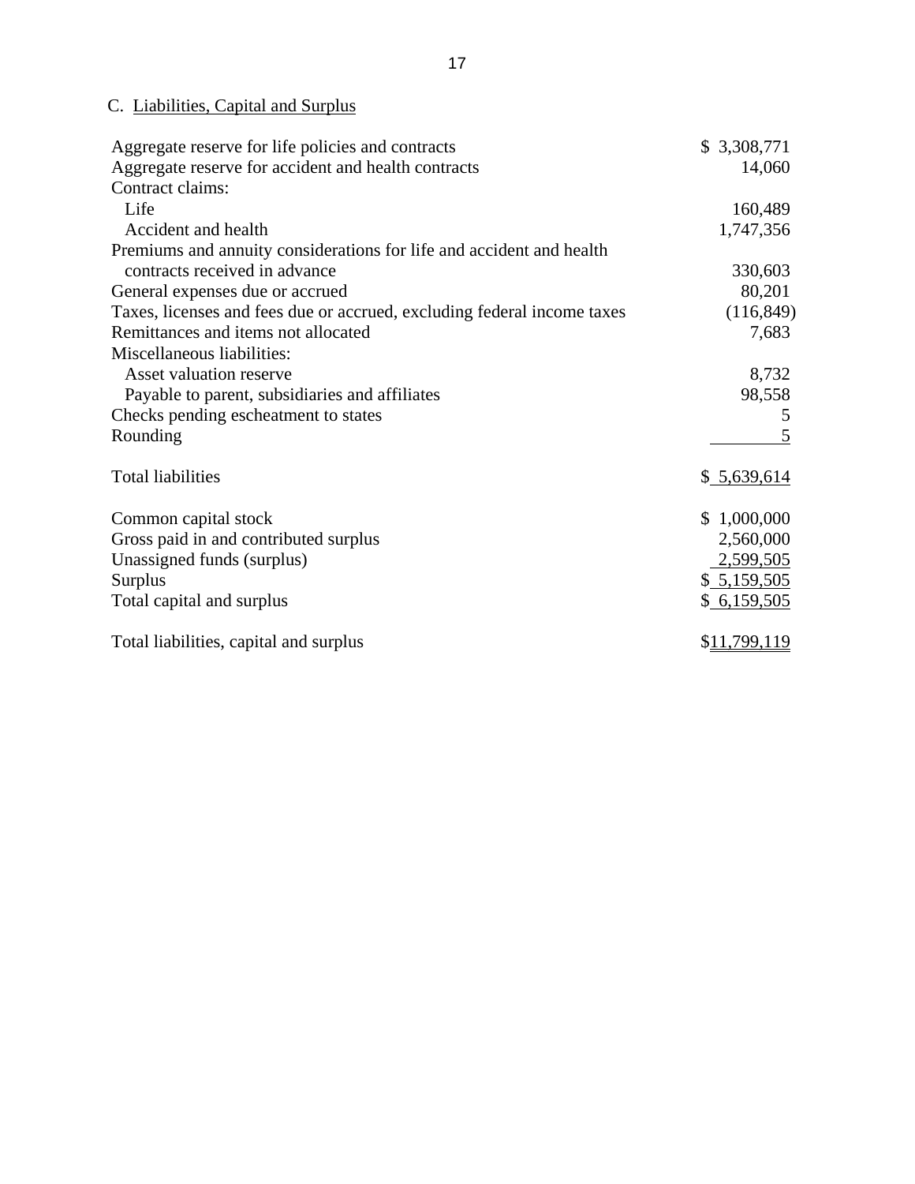C. Liabilities, Capital and Surplus

| | |
|---|---|
| Aggregate reserve for life policies and contracts | $ 3,308,771 |
| Aggregate reserve for accident and health contracts | 14,060 |
| Contract claims: | |
| Life | 160,489 |
| Accident and health | 1,747,356 |
| Premiums and annuity considerations for life and accident and health contracts received in advance | 330,603 |
| General expenses due or accrued | 80,201 |
| Taxes, licenses and fees due or accrued, excluding federal income taxes | (116,849) |
| Remittances and items not allocated | 7,683 |
| Miscellaneous liabilities: | |
| Asset valuation reserve | 8,732 |
| Payable to parent, subsidiaries and affiliates | 98,558 |
| Checks pending escheatment to states | 5 |
| Rounding | 5 |
| | |
| Total liabilities | $ 5,639,614 |
| | |
| Common capital stock | $ 1,000,000 |
| Gross paid in and contributed surplus | 2,560,000 |
| Unassigned funds (surplus) | 2,599,505 |
| Surplus | $ 5,159,505 |
| Total capital and surplus | $ 6,159,505 |
| | |
| Total liabilities, capital and surplus | $11,799,119 |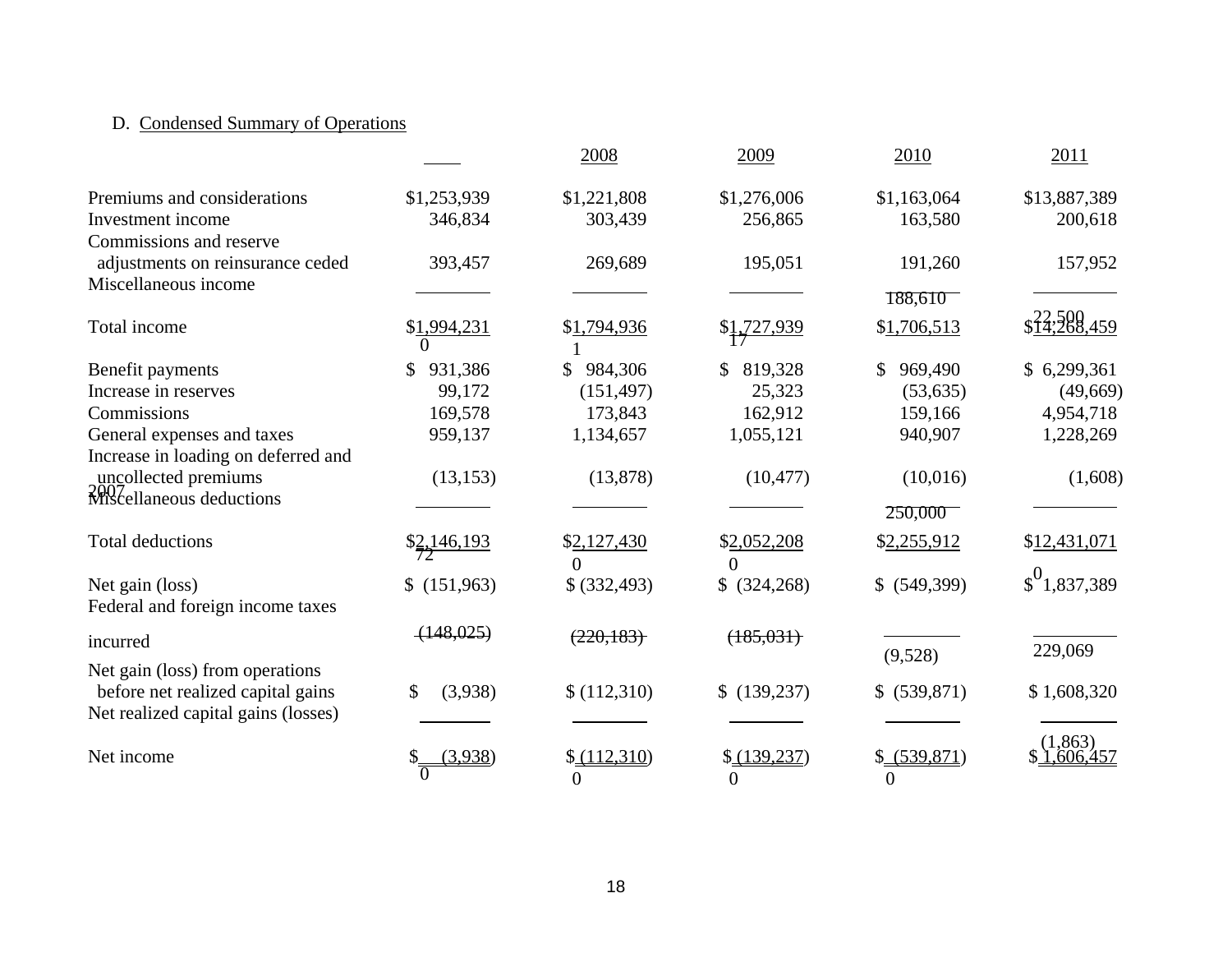D. Condensed Summary of Operations

| | 2007 | 2008 | 2009 | 2010 | 2011 |
|---|---|---|---|---|---|
| Premiums and considerations | $1,253,939 | $1,221,808 | $1,276,006 | $1,163,064 | $13,887,389 |
| Investment income | 346,834 | 303,439 | 256,865 | 163,580 | 200,618 |
| Commissions and reserve adjustments on reinsurance ceded | 393,457 | 269,689 | 195,051 | 191,260 | 157,952 |
| Miscellaneous income | | | | 188,610 | 22,500 |
| Total income | $1,994,231 | $1,794,936 | $1,727,939 | $1,706,513 | $14,268,459 |
| Benefit payments | $ 931,386 | $ 984,306 | $ 819,328 | $ 969,490 | $ 6,299,361 |
| Increase in reserves | 99,172 | (151,497) | 25,323 | (53,635) | (49,669) |
| Commissions | 169,578 | 173,843 | 162,912 | 159,166 | 4,954,718 |
| General expenses and taxes | 959,137 | 1,134,657 | 1,055,121 | 940,907 | 1,228,269 |
| Increase in loading on deferred and uncollected premiums | (13,153) | (13,878) | (10,477) | (10,016) | (1,608) |
| Miscellaneous deductions | | | | 250,000 | |
| Total deductions | $2,146,193 | $2,127,430 | $2,052,208 | $2,255,912 | $12,431,071 |
| Net gain (loss) | $ (151,963) | $ (332,493) | $ (324,268) | $ (549,399) | $ 1,837,389 |
| Federal and foreign income taxes incurred | (148,025) | (220,183) | (185,031) | (9,528) | 229,069 |
| Net gain (loss) from operations before net realized capital gains | $ (3,938) | $ (112,310) | $ (139,237) | $ (539,871) | $ 1,608,320 |
| Net realized capital gains (losses) | | | | | (1,863) |
| Net income | $ (3,938) | $ (112,310) | $ (139,237) | $ (539,871) | $ 1,606,457 |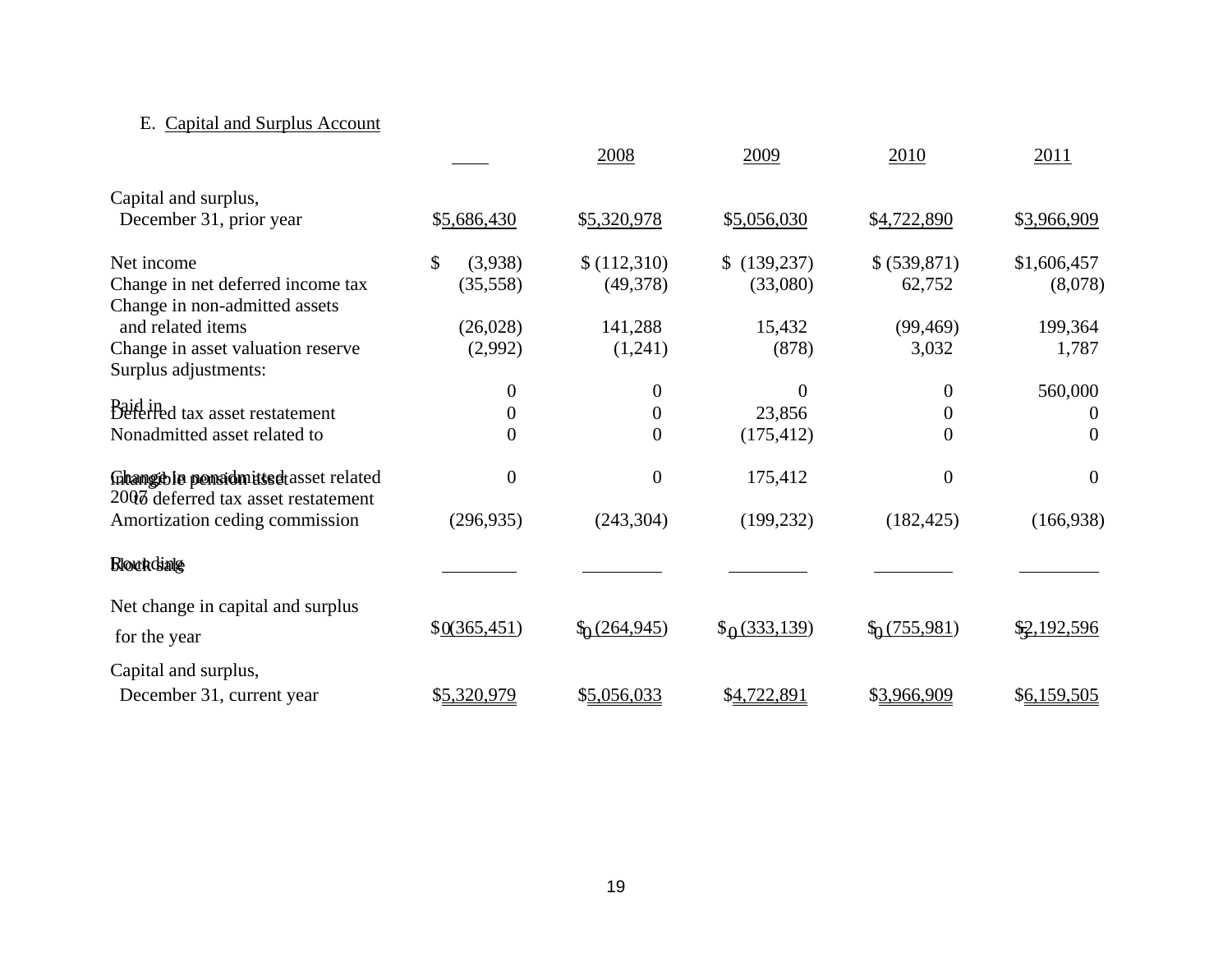E. Capital and Surplus Account

| | 2007 | 2008 | 2009 | 2010 | 2011 |
|---|---|---|---|---|---|
| Capital and surplus, December 31, prior year | $5,686,430 | $5,320,978 | $5,056,030 | $4,722,890 | $3,966,909 |
| Net income | $ (3,938) | $ (112,310) | $ (139,237) | $ (539,871) | $1,606,457 |
| Change in net deferred income tax | (35,558) | (49,378) | (33,080) | 62,752 | (8,078) |
| Change in non-admitted assets and related items | (26,028) | 141,288 | 15,432 | (99,469) | 199,364 |
| Change in asset valuation reserve | (2,992) | (1,241) | (878) | 3,032 | 1,787 |
| Surplus adjustments: | | | | | |
| Paid in | 0 | 0 | 0 | 0 | 560,000 |
| Deferred tax asset restatement | 0 | 0 | 23,856 | 0 | 0 |
| Nonadmitted asset related to intangible pension asset | 0 | 0 | (175,412) | 0 | 0 |
| Change in nonadmitted asset related to deferred tax asset restatement | 0 | 0 | 175,412 | 0 | 0 |
| Amortization ceding commission | (296,935) | (243,304) | (199,232) | (182,425) | (166,938) |
| Block sale | | | | | |
| Rounding | 0 | 0 | 0 | 0 | 3 |
| Net change in capital and surplus for the year | $(365,451) | $ (264,945) | $ (333,139) | $ (755,981) | $2,192,596 |
| Capital and surplus, December 31, current year | $5,320,979 | $5,056,033 | $4,722,891 | $3,966,909 | $6,159,505 |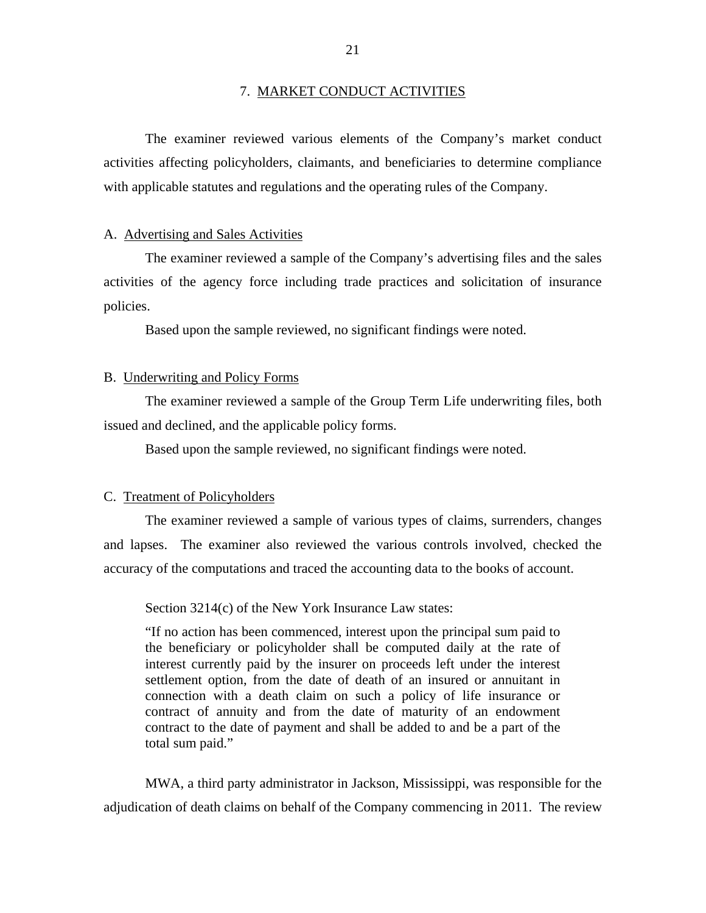## 7. MARKET CONDUCT ACTIVITIES

The examiner reviewed various elements of the Company's market conduct activities affecting policyholders, claimants, and beneficiaries to determine compliance with applicable statutes and regulations and the operating rules of the Company.

### A. Advertising and Sales Activities

The examiner reviewed a sample of the Company's advertising files and the sales activities of the agency force including trade practices and solicitation of insurance policies.

Based upon the sample reviewed, no significant findings were noted.

### B. Underwriting and Policy Forms

The examiner reviewed a sample of the Group Term Life underwriting files, both issued and declined, and the applicable policy forms.

Based upon the sample reviewed, no significant findings were noted.

### C. Treatment of Policyholders

The examiner reviewed a sample of various types of claims, surrenders, changes and lapses. The examiner also reviewed the various controls involved, checked the accuracy of the computations and traced the accounting data to the books of account.

Section 3214(c) of the New York Insurance Law states:

> "If no action has been commenced, interest upon the principal sum paid to the beneficiary or policyholder shall be computed daily at the rate of interest currently paid by the insurer on proceeds left under the interest settlement option, from the date of death of an insured or annuitant in connection with a death claim on such a policy of life insurance or contract of annuity and from the date of maturity of an endowment contract to the date of payment and shall be added to and be a part of the total sum paid."

MWA, a third party administrator in Jackson, Mississippi, was responsible for the adjudication of death claims on behalf of the Company commencing in 2011. The review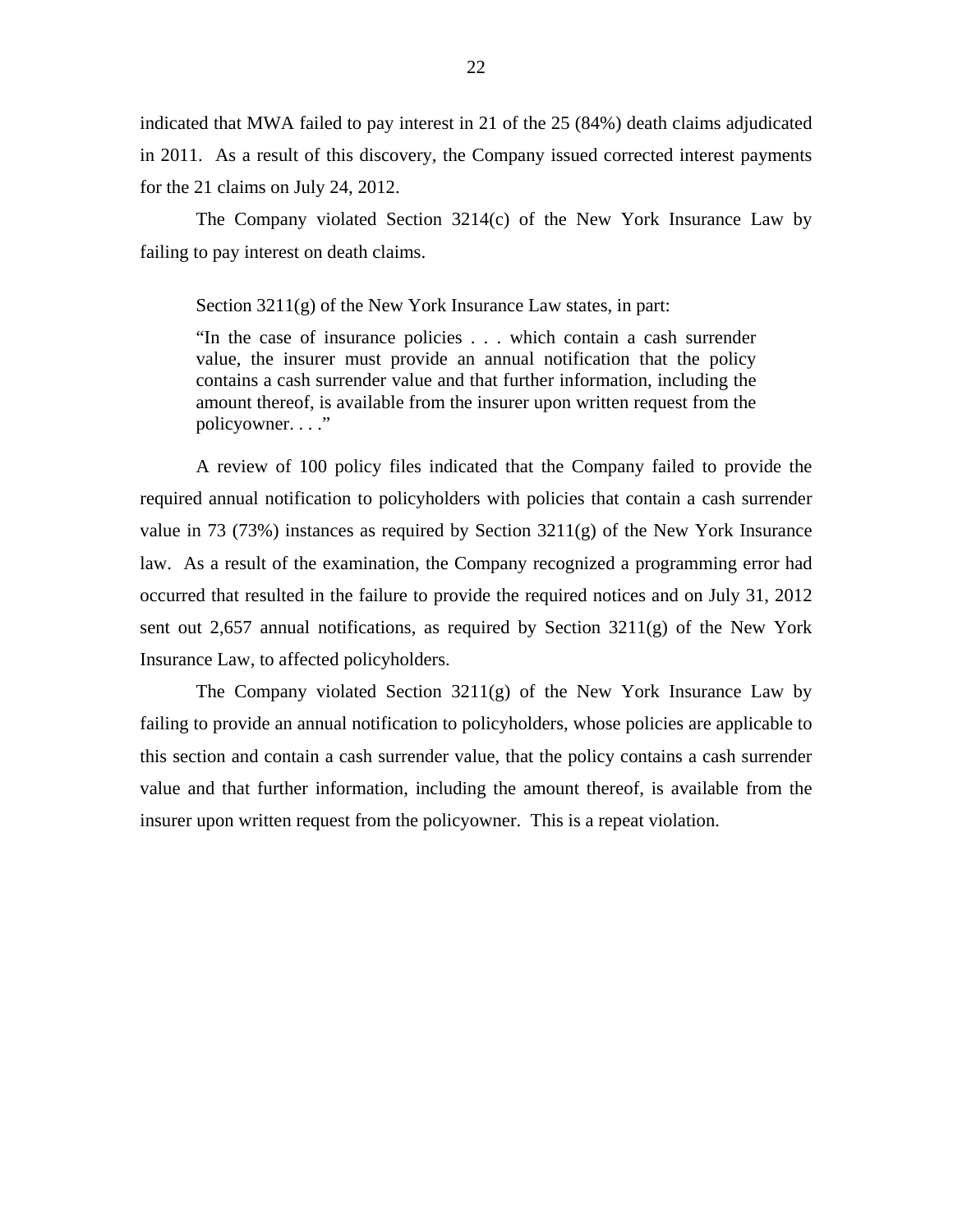indicated that MWA failed to pay interest in 21 of the 25 (84%) death claims adjudicated in 2011. As a result of this discovery, the Company issued corrected interest payments for the 21 claims on July 24, 2012.

The Company violated Section 3214(c) of the New York Insurance Law by failing to pay interest on death claims.

Section 3211(g) of the New York Insurance Law states, in part:

> "In the case of insurance policies . . . which contain a cash surrender value, the insurer must provide an annual notification that the policy contains a cash surrender value and that further information, including the amount thereof, is available from the insurer upon written request from the policyowner. . . ."

A review of 100 policy files indicated that the Company failed to provide the required annual notification to policyholders with policies that contain a cash surrender value in 73 (73%) instances as required by Section 3211(g) of the New York Insurance law. As a result of the examination, the Company recognized a programming error had occurred that resulted in the failure to provide the required notices and on July 31, 2012 sent out 2,657 annual notifications, as required by Section 3211(g) of the New York Insurance Law, to affected policyholders.

The Company violated Section 3211(g) of the New York Insurance Law by failing to provide an annual notification to policyholders, whose policies are applicable to this section and contain a cash surrender value, that the policy contains a cash surrender value and that further information, including the amount thereof, is available from the insurer upon written request from the policyowner. This is a repeat violation.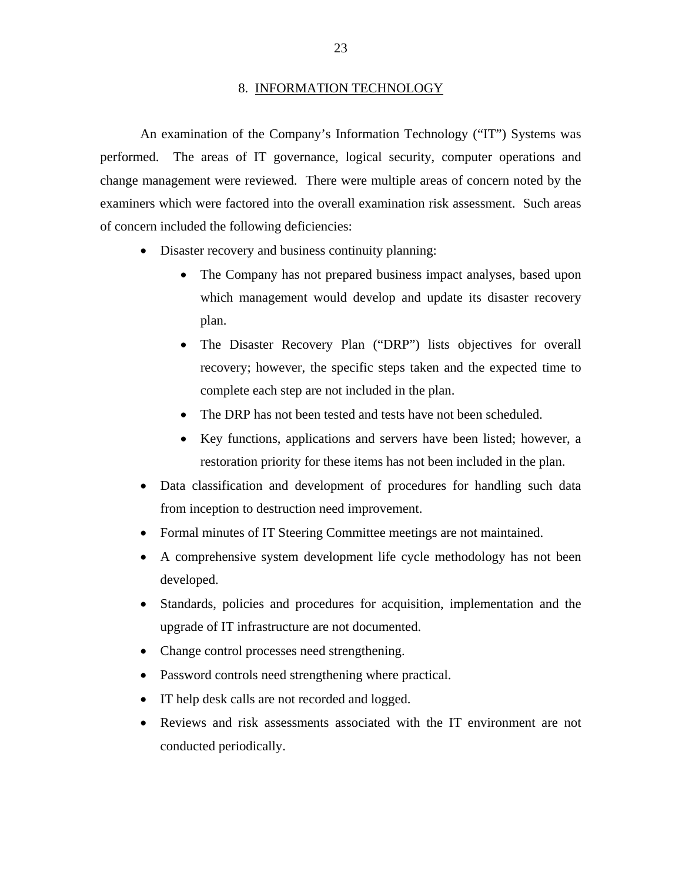## 8. INFORMATION TECHNOLOGY

An examination of the Company's Information Technology ("IT") Systems was performed. The areas of IT governance, logical security, computer operations and change management were reviewed. There were multiple areas of concern noted by the examiners which were factored into the overall examination risk assessment. Such areas of concern included the following deficiencies:

- Disaster recovery and business continuity planning:
  - The Company has not prepared business impact analyses, based upon which management would develop and update its disaster recovery plan.
  - The Disaster Recovery Plan ("DRP") lists objectives for overall recovery; however, the specific steps taken and the expected time to complete each step are not included in the plan.
  - The DRP has not been tested and tests have not been scheduled.
  - Key functions, applications and servers have been listed; however, a restoration priority for these items has not been included in the plan.
- Data classification and development of procedures for handling such data from inception to destruction need improvement.
- Formal minutes of IT Steering Committee meetings are not maintained.
- A comprehensive system development life cycle methodology has not been developed.
- Standards, policies and procedures for acquisition, implementation and the upgrade of IT infrastructure are not documented.
- Change control processes need strengthening.
- Password controls need strengthening where practical.
- IT help desk calls are not recorded and logged.
- Reviews and risk assessments associated with the IT environment are not conducted periodically.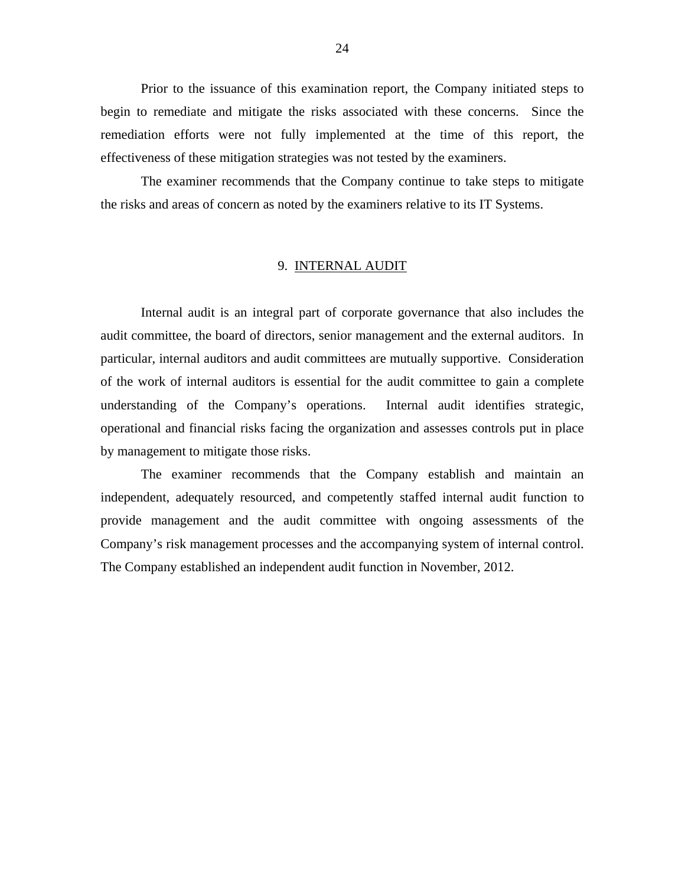Prior to the issuance of this examination report, the Company initiated steps to begin to remediate and mitigate the risks associated with these concerns. Since the remediation efforts were not fully implemented at the time of this report, the effectiveness of these mitigation strategies was not tested by the examiners.

The examiner recommends that the Company continue to take steps to mitigate the risks and areas of concern as noted by the examiners relative to its IT Systems.

## 9. INTERNAL AUDIT

Internal audit is an integral part of corporate governance that also includes the audit committee, the board of directors, senior management and the external auditors. In particular, internal auditors and audit committees are mutually supportive. Consideration of the work of internal auditors is essential for the audit committee to gain a complete understanding of the Company's operations. Internal audit identifies strategic, operational and financial risks facing the organization and assesses controls put in place by management to mitigate those risks.

The examiner recommends that the Company establish and maintain an independent, adequately resourced, and competently staffed internal audit function to provide management and the audit committee with ongoing assessments of the Company's risk management processes and the accompanying system of internal control. The Company established an independent audit function in November, 2012.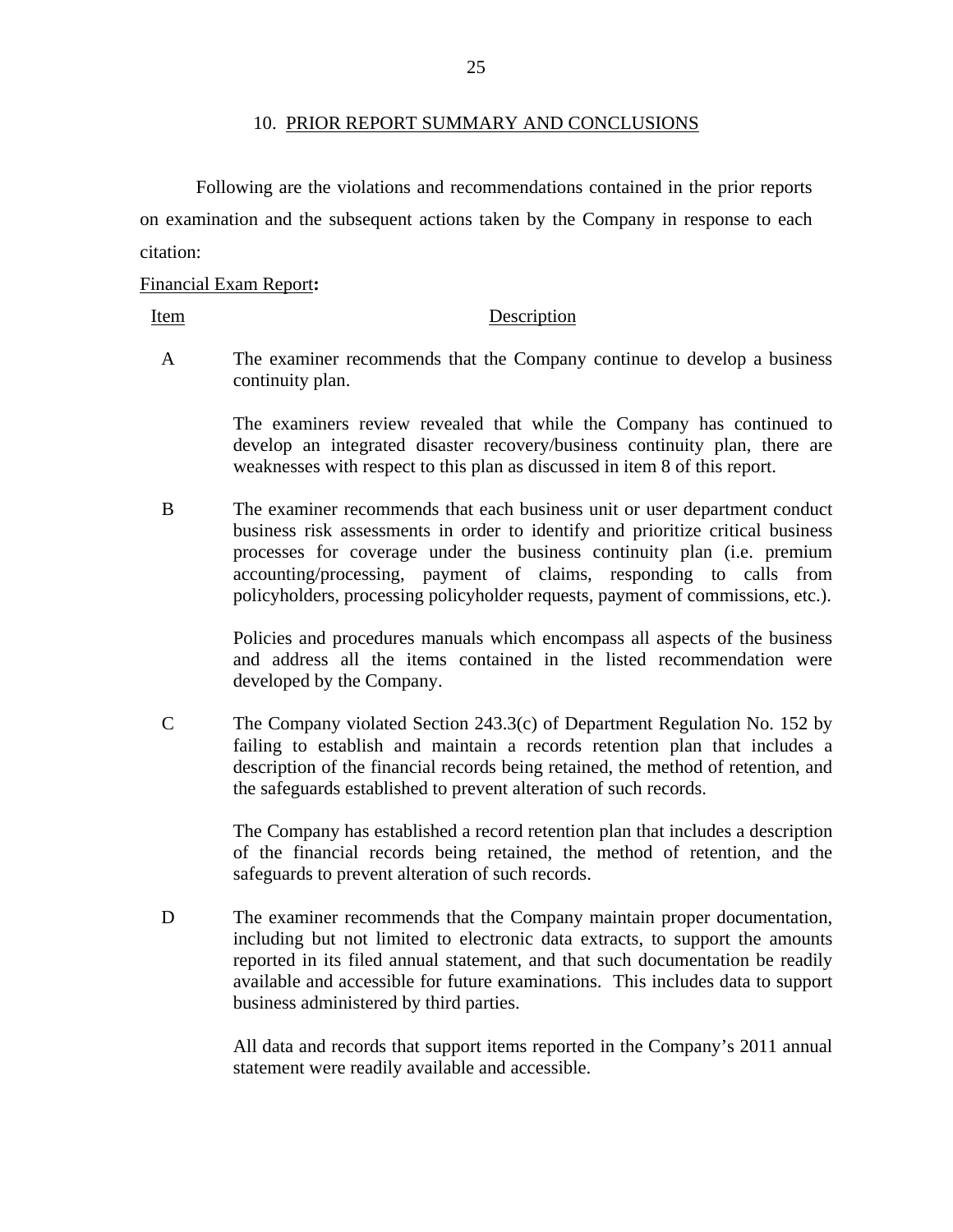## 10. PRIOR REPORT SUMMARY AND CONCLUSIONS

Following are the violations and recommendations contained in the prior reports on examination and the subsequent actions taken by the Company in response to each citation:

Financial Exam Report**:**

| Item | Description |
|---|---|
| A | The examiner recommends that the Company continue to develop a business continuity plan.<br><br>The examiners review revealed that while the Company has continued to develop an integrated disaster recovery/business continuity plan, there are weaknesses with respect to this plan as discussed in item 8 of this report. |
| B | The examiner recommends that each business unit or user department conduct business risk assessments in order to identify and prioritize critical business processes for coverage under the business continuity plan (i.e. premium accounting/processing, payment of claims, responding to calls from policyholders, processing policyholder requests, payment of commissions, etc.).<br><br>Policies and procedures manuals which encompass all aspects of the business and address all the items contained in the listed recommendation were developed by the Company. |
| C | The Company violated Section 243.3(c) of Department Regulation No. 152 by failing to establish and maintain a records retention plan that includes a description of the financial records being retained, the method of retention, and the safeguards established to prevent alteration of such records.<br><br>The Company has established a record retention plan that includes a description of the financial records being retained, the method of retention, and the safeguards to prevent alteration of such records. |
| D | The examiner recommends that the Company maintain proper documentation, including but not limited to electronic data extracts, to support the amounts reported in its filed annual statement, and that such documentation be readily available and accessible for future examinations. This includes data to support business administered by third parties.<br><br>All data and records that support items reported in the Company's 2011 annual statement were readily available and accessible. |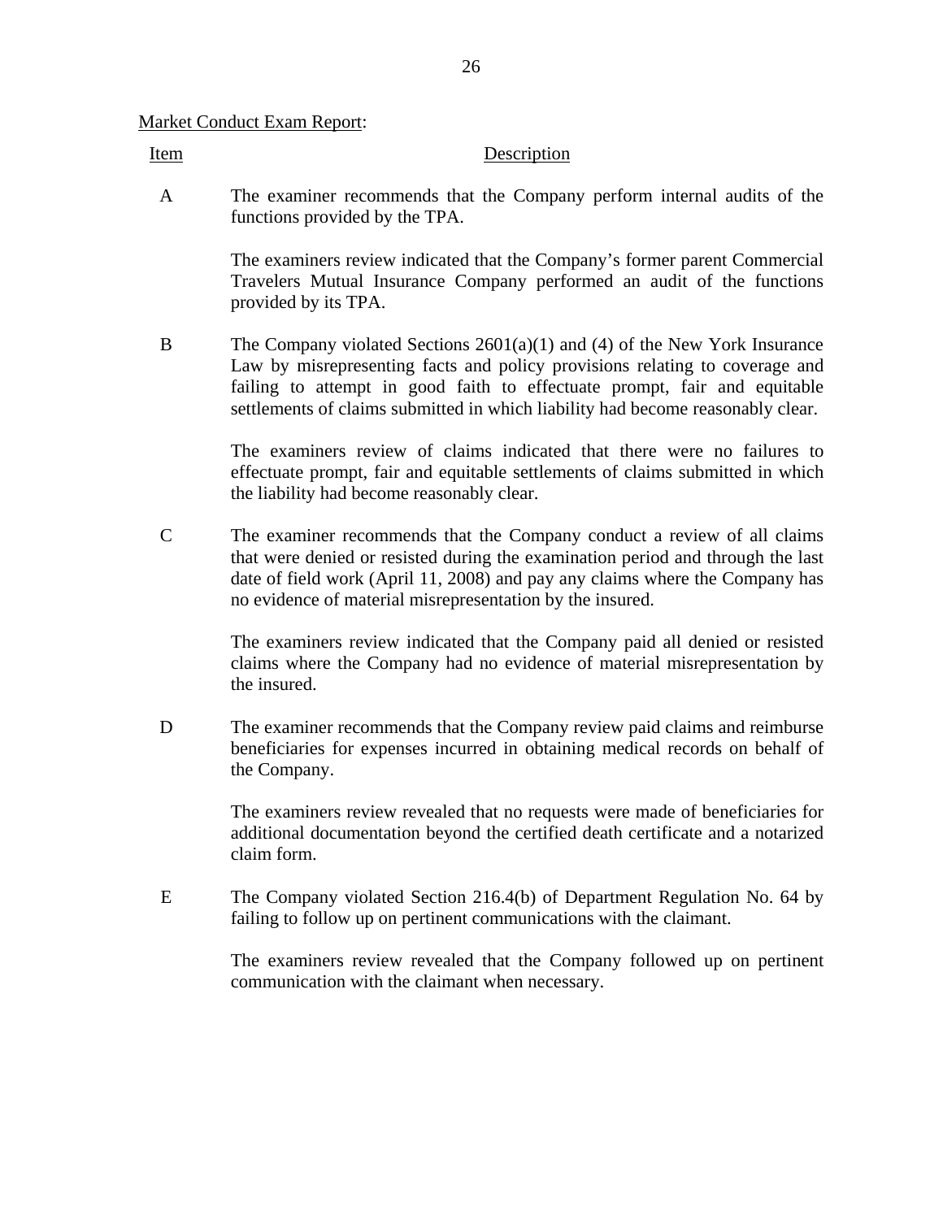Market Conduct Exam Report:

| Item | Description |
|---|---|
| A | The examiner recommends that the Company perform internal audits of the functions provided by the TPA.<br><br>The examiners review indicated that the Company's former parent Commercial Travelers Mutual Insurance Company performed an audit of the functions provided by its TPA. |
| B | The Company violated Sections 2601(a)(1) and (4) of the New York Insurance Law by misrepresenting facts and policy provisions relating to coverage and failing to attempt in good faith to effectuate prompt, fair and equitable settlements of claims submitted in which liability had become reasonably clear.<br><br>The examiners review of claims indicated that there were no failures to effectuate prompt, fair and equitable settlements of claims submitted in which the liability had become reasonably clear. |
| C | The examiner recommends that the Company conduct a review of all claims that were denied or resisted during the examination period and through the last date of field work (April 11, 2008) and pay any claims where the Company has no evidence of material misrepresentation by the insured.<br><br>The examiners review indicated that the Company paid all denied or resisted claims where the Company had no evidence of material misrepresentation by the insured. |
| D | The examiner recommends that the Company review paid claims and reimburse beneficiaries for expenses incurred in obtaining medical records on behalf of the Company.<br><br>The examiners review revealed that no requests were made of beneficiaries for additional documentation beyond the certified death certificate and a notarized claim form. |
| E | The Company violated Section 216.4(b) of Department Regulation No. 64 by failing to follow up on pertinent communications with the claimant.<br><br>The examiners review revealed that the Company followed up on pertinent communication with the claimant when necessary. |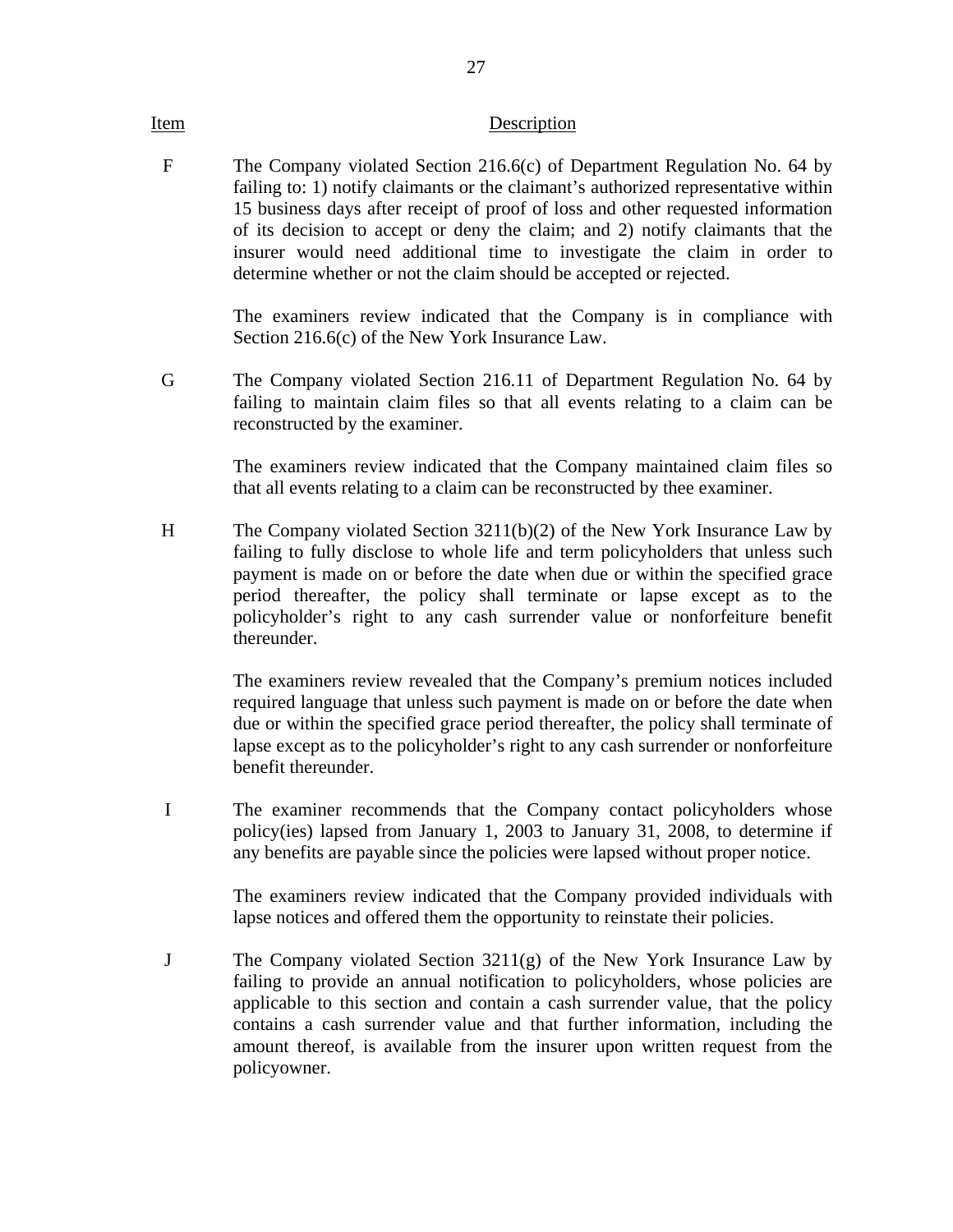| Item | Description |
|---|---|
| F | The Company violated Section 216.6(c) of Department Regulation No. 64 by failing to: 1) notify claimants or the claimant's authorized representative within 15 business days after receipt of proof of loss and other requested information of its decision to accept or deny the claim; and 2) notify claimants that the insurer would need additional time to investigate the claim in order to determine whether or not the claim should be accepted or rejected.<br><br>The examiners review indicated that the Company is in compliance with Section 216.6(c) of the New York Insurance Law. |
| G | The Company violated Section 216.11 of Department Regulation No. 64 by failing to maintain claim files so that all events relating to a claim can be reconstructed by the examiner.<br><br>The examiners review indicated that the Company maintained claim files so that all events relating to a claim can be reconstructed by thee examiner. |
| H | The Company violated Section 3211(b)(2) of the New York Insurance Law by failing to fully disclose to whole life and term policyholders that unless such payment is made on or before the date when due or within the specified grace period thereafter, the policy shall terminate or lapse except as to the policyholder's right to any cash surrender value or nonforfeiture benefit thereunder.<br><br>The examiners review revealed that the Company's premium notices included required language that unless such payment is made on or before the date when due or within the specified grace period thereafter, the policy shall terminate of lapse except as to the policyholder's right to any cash surrender or nonforfeiture benefit thereunder. |
| I | The examiner recommends that the Company contact policyholders whose policy(ies) lapsed from January 1, 2003 to January 31, 2008, to determine if any benefits are payable since the policies were lapsed without proper notice.<br><br>The examiners review indicated that the Company provided individuals with lapse notices and offered them the opportunity to reinstate their policies. |
| J | The Company violated Section 3211(g) of the New York Insurance Law by failing to provide an annual notification to policyholders, whose policies are applicable to this section and contain a cash surrender value, that the policy contains a cash surrender value and that further information, including the amount thereof, is available from the insurer upon written request from the policyowner. |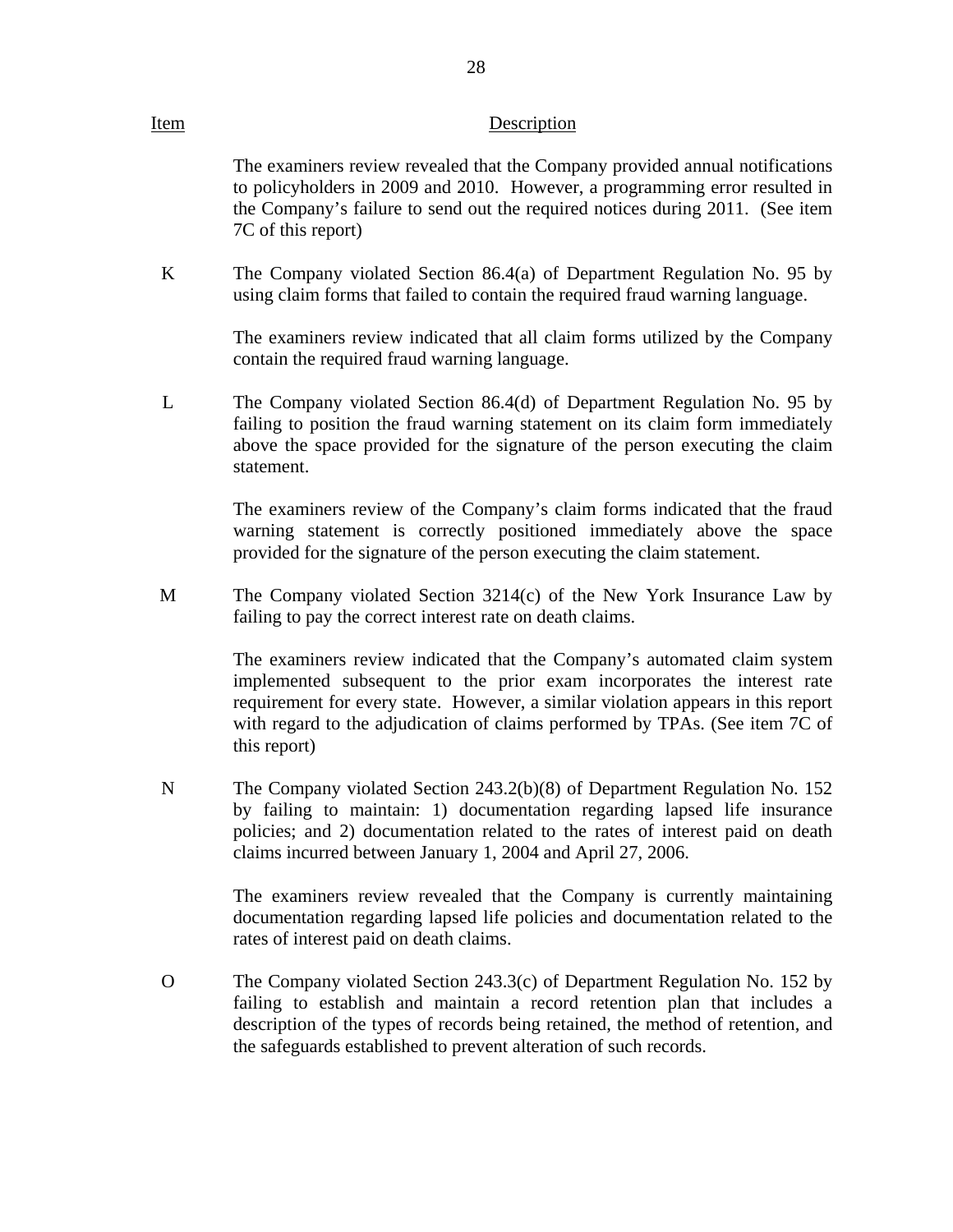| Item | Description |
|---|---|
| | The examiners review revealed that the Company provided annual notifications to policyholders in 2009 and 2010. However, a programming error resulted in the Company's failure to send out the required notices during 2011. (See item 7C of this report) |
| K | The Company violated Section 86.4(a) of Department Regulation No. 95 by using claim forms that failed to contain the required fraud warning language. |
| | The examiners review indicated that all claim forms utilized by the Company contain the required fraud warning language. |
| L | The Company violated Section 86.4(d) of Department Regulation No. 95 by failing to position the fraud warning statement on its claim form immediately above the space provided for the signature of the person executing the claim statement. |
| | The examiners review of the Company's claim forms indicated that the fraud warning statement is correctly positioned immediately above the space provided for the signature of the person executing the claim statement. |
| M | The Company violated Section 3214(c) of the New York Insurance Law by failing to pay the correct interest rate on death claims. |
| | The examiners review indicated that the Company's automated claim system implemented subsequent to the prior exam incorporates the interest rate requirement for every state. However, a similar violation appears in this report with regard to the adjudication of claims performed by TPAs. (See item 7C of this report) |
| N | The Company violated Section 243.2(b)(8) of Department Regulation No. 152 by failing to maintain: 1) documentation regarding lapsed life insurance policies; and 2) documentation related to the rates of interest paid on death claims incurred between January 1, 2004 and April 27, 2006. |
| | The examiners review revealed that the Company is currently maintaining documentation regarding lapsed life policies and documentation related to the rates of interest paid on death claims. |
| O | The Company violated Section 243.3(c) of Department Regulation No. 152 by failing to establish and maintain a record retention plan that includes a description of the types of records being retained, the method of retention, and the safeguards established to prevent alteration of such records. |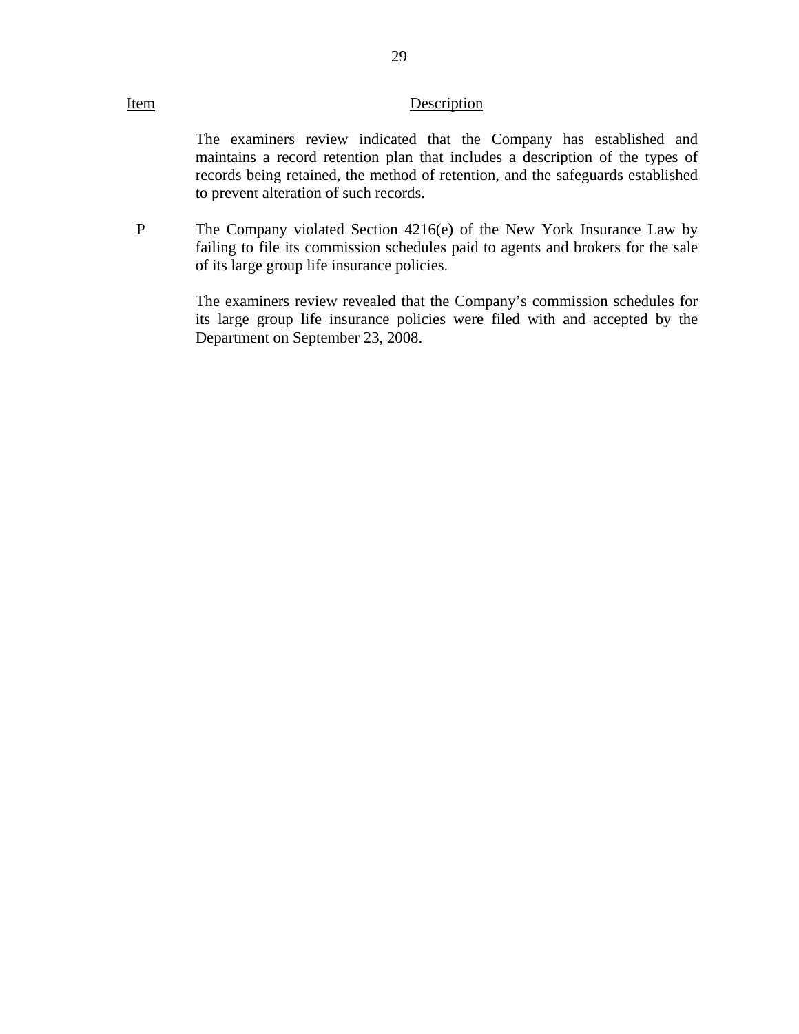| Item | Description |
|---|---|
| | The examiners review indicated that the Company has established and maintains a record retention plan that includes a description of the types of records being retained, the method of retention, and the safeguards established to prevent alteration of such records. |
| P | The Company violated Section 4216(e) of the New York Insurance Law by failing to file its commission schedules paid to agents and brokers for the sale of its large group life insurance policies.<br><br>The examiners review revealed that the Company's commission schedules for its large group life insurance policies were filed with and accepted by the Department on September 23, 2008. |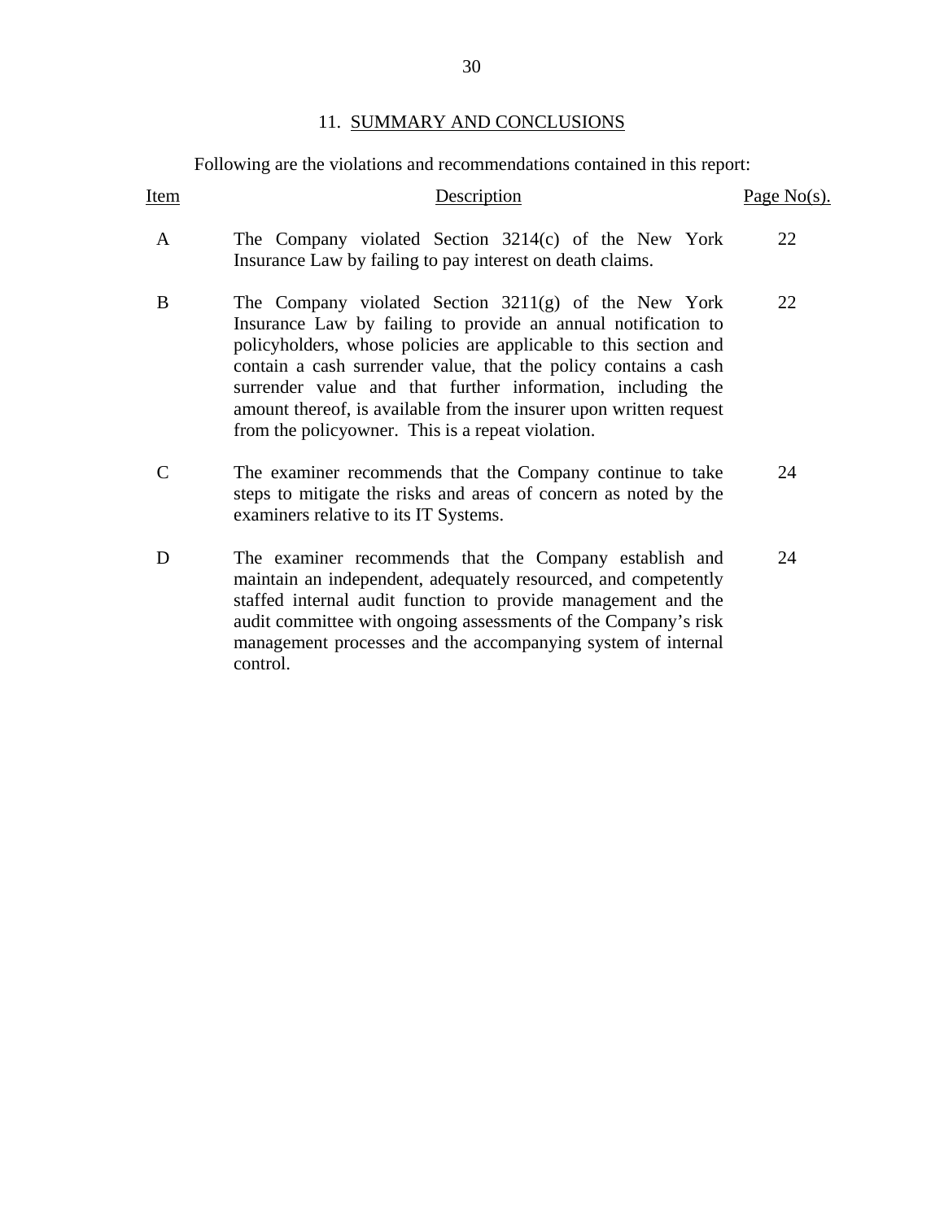## 11. SUMMARY AND CONCLUSIONS

Following are the violations and recommendations contained in this report:

| Item | Description | Page No(s). |
|---|---|---|
| A | The Company violated Section 3214(c) of the New York Insurance Law by failing to pay interest on death claims. | 22 |
| B | The Company violated Section 3211(g) of the New York Insurance Law by failing to provide an annual notification to policyholders, whose policies are applicable to this section and contain a cash surrender value, that the policy contains a cash surrender value and that further information, including the amount thereof, is available from the insurer upon written request from the policyowner. This is a repeat violation. | 22 |
| C | The examiner recommends that the Company continue to take steps to mitigate the risks and areas of concern as noted by the examiners relative to its IT Systems. | 24 |
| D | The examiner recommends that the Company establish and maintain an independent, adequately resourced, and competently staffed internal audit function to provide management and the audit committee with ongoing assessments of the Company's risk management processes and the accompanying system of internal control. | 24 |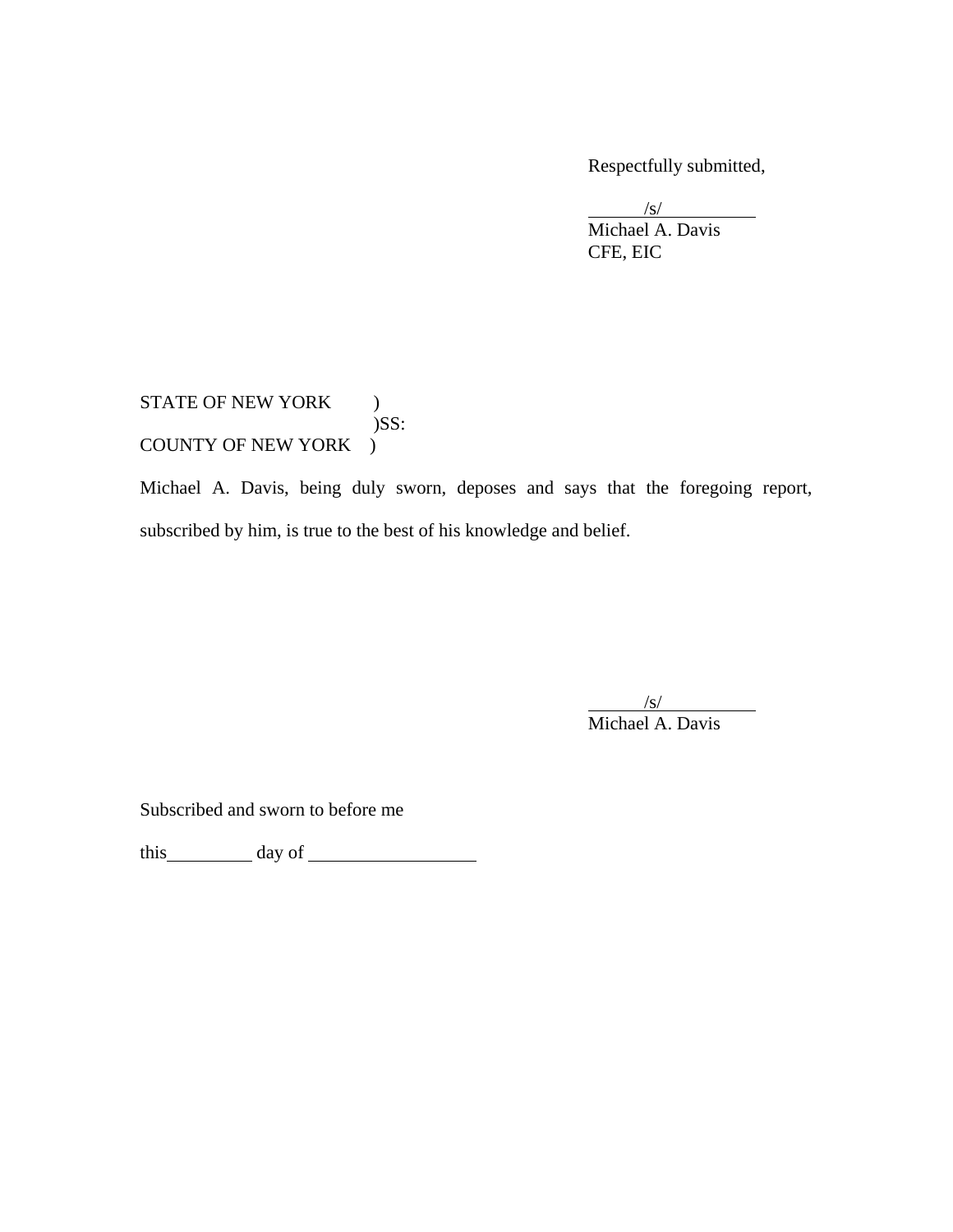Respectfully submitted,

/s/
Michael A. Davis
CFE, EIC

STATE OF NEW YORK )
)SS:
COUNTY OF NEW YORK )

Michael A. Davis, being duly sworn, deposes and says that the foregoing report, subscribed by him, is true to the best of his knowledge and belief.

/s/
Michael A. Davis

Subscribed and sworn to before me

this__________ day of ___________________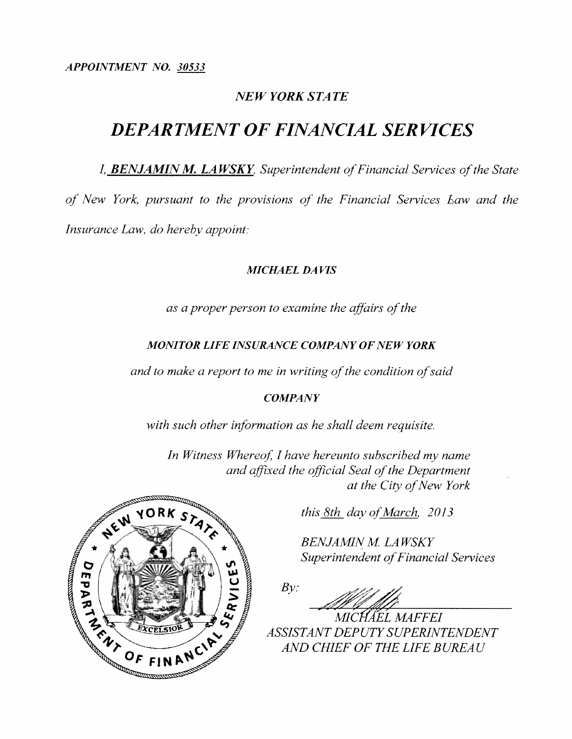*APPOINTMENT NO. 30533*

## *NEW YORK STATE*

# *DEPARTMENT OF FINANCIAL SERVICES*

*I, **BENJAMIN M. LAWSKY**, Superintendent of Financial Services of the State of New York, pursuant to the provisions of the Financial Services Law and the Insurance Law, do hereby appoint:*

***MICHAEL DAVIS***

*as a proper person to examine the affairs of the*

***MONITOR LIFE INSURANCE COMPANY OF NEW YORK***

*and to make a report to me in writing of the condition of said*

***COMPANY***

*with such other information as he shall deem requisite.*

*In Witness Whereof, I have hereunto subscribed my name and affixed the official Seal of the Department at the City of New York*

*this 8th day of March, 2013*

*BENJAMIN M. LAWSKY*
*Superintendent of Financial Services*

*By:*

*MICHAEL MAFFEI*
*ASSISTANT DEPUTY SUPERINTENDENT AND CHIEF OF THE LIFE BUREAU*